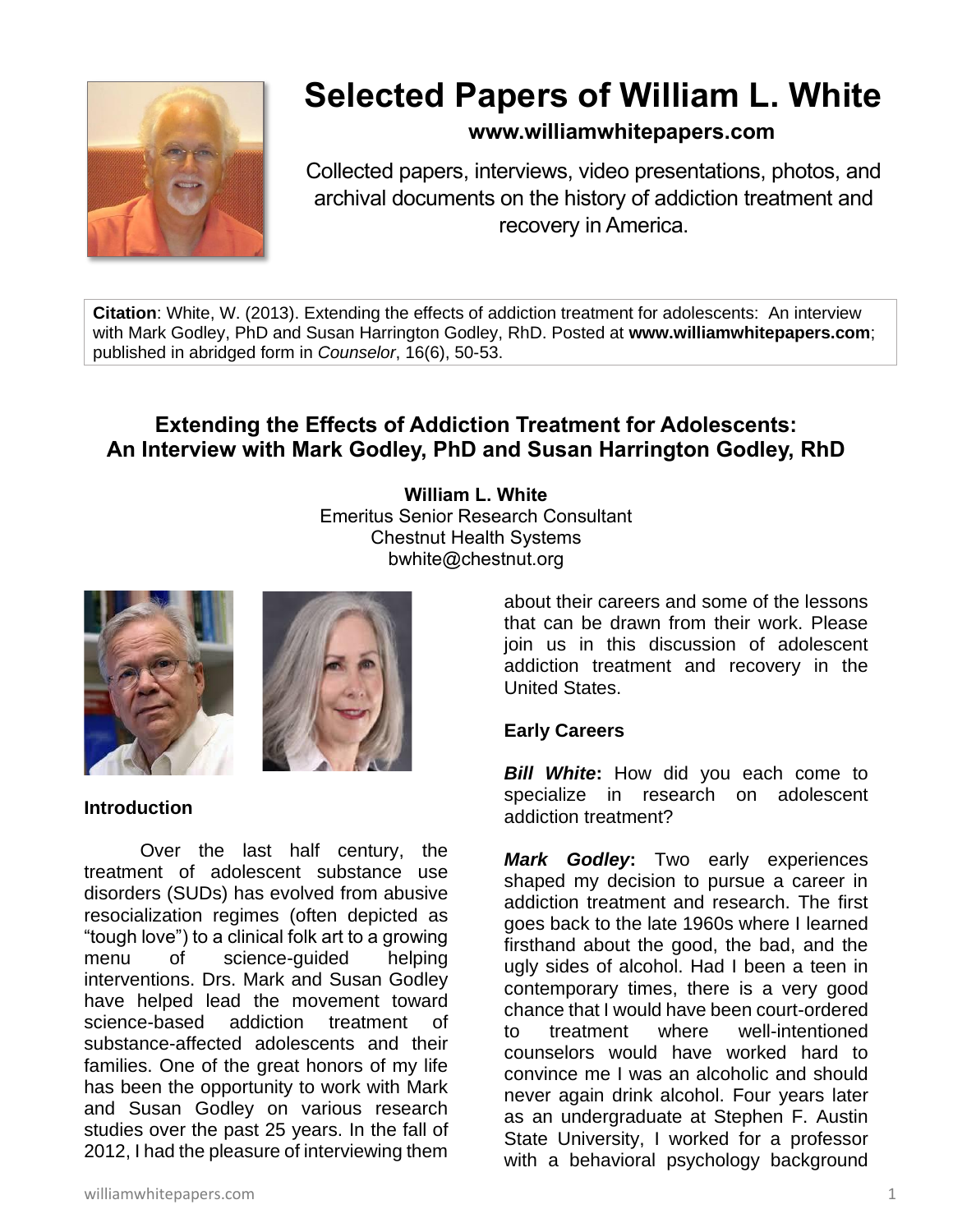# Selected Papers of William L. White

**www.williamwhitepapers.com**

Collected papers, interviews, video presentations, photos, and archival documents on the history of addiction treatment and recovery in America.

**Citation**: White, W. (2013). Extending the effects of addiction treatment for adolescents: An interview with Mark Godley, PhD and Susan Harrington Godley, RhD. Posted at **www.williamwhitepapers.com**; published in abridged form in *Counselor*, 16(6), 50-53.

## Extending the Effects of Addiction Treatment for Adolescents: An Interview with Mark Godley, PhD and Susan Harrington Godley, RhD

**William L. White**
Emeritus Senior Research Consultant
Chestnut Health Systems
bwhite@chestnut.org

### Introduction

Over the last half century, the treatment of adolescent substance use disorders (SUDs) has evolved from abusive resocialization regimes (often depicted as "tough love") to a clinical folk art to a growing menu of science-guided helping interventions. Drs. Mark and Susan Godley have helped lead the movement toward science-based addiction treatment of substance-affected adolescents and their families. One of the great honors of my life has been the opportunity to work with Mark and Susan Godley on various research studies over the past 25 years. In the fall of 2012, I had the pleasure of interviewing them about their careers and some of the lessons that can be drawn from their work. Please join us in this discussion of adolescent addiction treatment and recovery in the United States.

### Early Careers

***Bill White*****:** How did you each come to specialize in research on adolescent addiction treatment?

***Mark Godley*****:** Two early experiences shaped my decision to pursue a career in addiction treatment and research. The first goes back to the late 1960s where I learned firsthand about the good, the bad, and the ugly sides of alcohol. Had I been a teen in contemporary times, there is a very good chance that I would have been court-ordered to treatment where well-intentioned counselors would have worked hard to convince me I was an alcoholic and should never again drink alcohol. Four years later as an undergraduate at Stephen F. Austin State University, I worked for a professor with a behavioral psychology background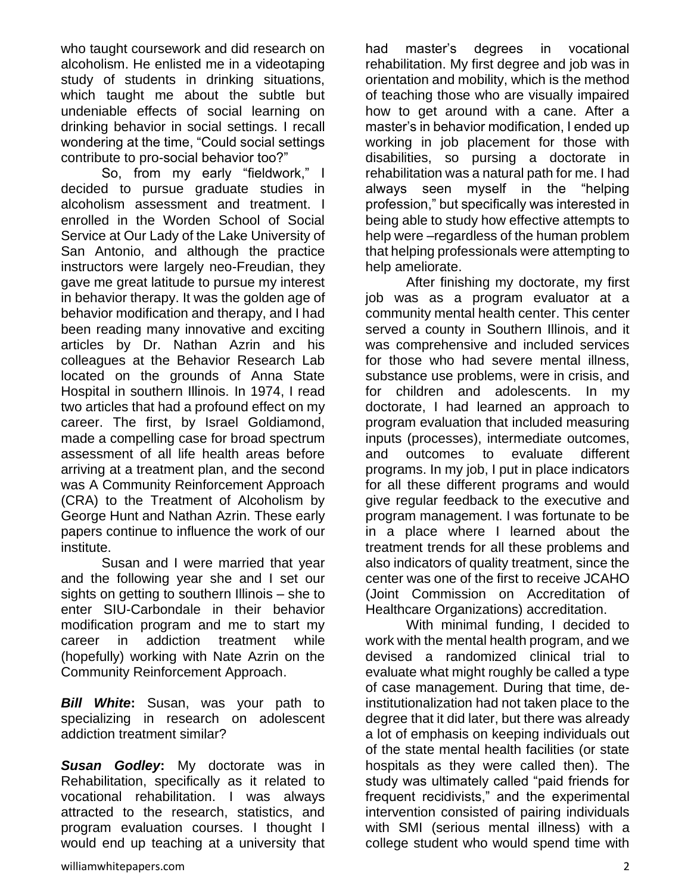who taught coursework and did research on alcoholism. He enlisted me in a videotaping study of students in drinking situations, which taught me about the subtle but undeniable effects of social learning on drinking behavior in social settings. I recall wondering at the time, "Could social settings contribute to pro-social behavior too?"

So, from my early "fieldwork," I decided to pursue graduate studies in alcoholism assessment and treatment. I enrolled in the Worden School of Social Service at Our Lady of the Lake University of San Antonio, and although the practice instructors were largely neo-Freudian, they gave me great latitude to pursue my interest in behavior therapy. It was the golden age of behavior modification and therapy, and I had been reading many innovative and exciting articles by Dr. Nathan Azrin and his colleagues at the Behavior Research Lab located on the grounds of Anna State Hospital in southern Illinois. In 1974, I read two articles that had a profound effect on my career. The first, by Israel Goldiamond, made a compelling case for broad spectrum assessment of all life health areas before arriving at a treatment plan, and the second was A Community Reinforcement Approach (CRA) to the Treatment of Alcoholism by George Hunt and Nathan Azrin. These early papers continue to influence the work of our institute.

Susan and I were married that year and the following year she and I set our sights on getting to southern Illinois – she to enter SIU-Carbondale in their behavior modification program and me to start my career in addiction treatment while (hopefully) working with Nate Azrin on the Community Reinforcement Approach.

***Bill White*:** Susan, was your path to specializing in research on adolescent addiction treatment similar?

***Susan Godley*:** My doctorate was in Rehabilitation, specifically as it related to vocational rehabilitation. I was always attracted to the research, statistics, and program evaluation courses. I thought I would end up teaching at a university that had master's degrees in vocational rehabilitation. My first degree and job was in orientation and mobility, which is the method of teaching those who are visually impaired how to get around with a cane. After a master's in behavior modification, I ended up working in job placement for those with disabilities, so pursing a doctorate in rehabilitation was a natural path for me. I had always seen myself in the "helping profession," but specifically was interested in being able to study how effective attempts to help were –regardless of the human problem that helping professionals were attempting to help ameliorate.

After finishing my doctorate, my first job was as a program evaluator at a community mental health center. This center served a county in Southern Illinois, and it was comprehensive and included services for those who had severe mental illness, substance use problems, were in crisis, and for children and adolescents. In my doctorate, I had learned an approach to program evaluation that included measuring inputs (processes), intermediate outcomes, and outcomes to evaluate different programs. In my job, I put in place indicators for all these different programs and would give regular feedback to the executive and program management. I was fortunate to be in a place where I learned about the treatment trends for all these problems and also indicators of quality treatment, since the center was one of the first to receive JCAHO (Joint Commission on Accreditation of Healthcare Organizations) accreditation.

With minimal funding, I decided to work with the mental health program, and we devised a randomized clinical trial to evaluate what might roughly be called a type of case management. During that time, de-institutionalization had not taken place to the degree that it did later, but there was already a lot of emphasis on keeping individuals out of the state mental health facilities (or state hospitals as they were called then). The study was ultimately called "paid friends for frequent recidivists," and the experimental intervention consisted of pairing individuals with SMI (serious mental illness) with a college student who would spend time with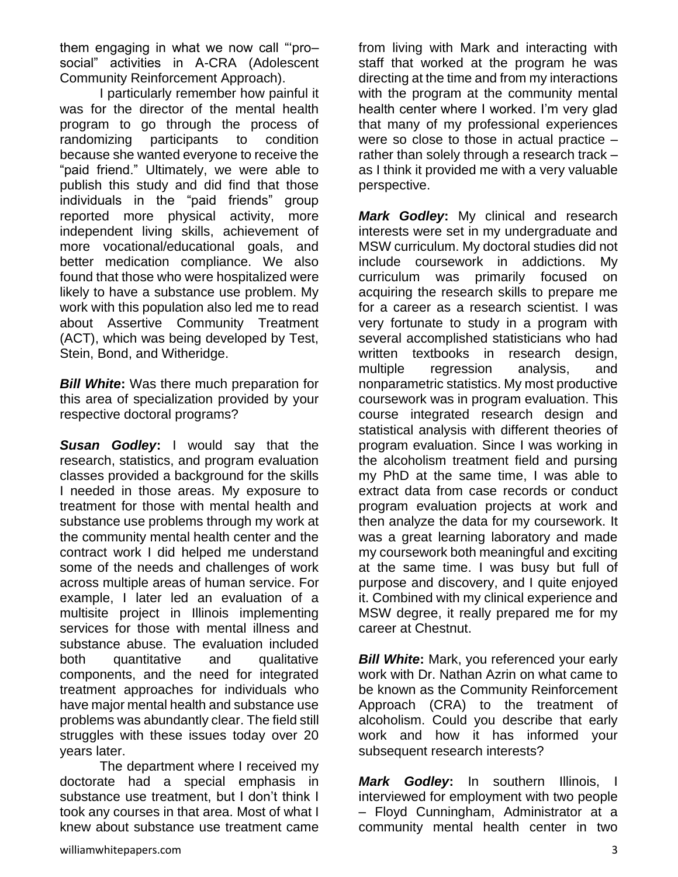them engaging in what we now call "'pro–social" activities in A-CRA (Adolescent Community Reinforcement Approach).

I particularly remember how painful it was for the director of the mental health program to go through the process of randomizing participants to condition because she wanted everyone to receive the "paid friend." Ultimately, we were able to publish this study and did find that those individuals in the "paid friends" group reported more physical activity, more independent living skills, achievement of more vocational/educational goals, and better medication compliance. We also found that those who were hospitalized were likely to have a substance use problem. My work with this population also led me to read about Assertive Community Treatment (ACT), which was being developed by Test, Stein, Bond, and Witheridge.

***Bill White*:** Was there much preparation for this area of specialization provided by your respective doctoral programs?

***Susan Godley*:** I would say that the research, statistics, and program evaluation classes provided a background for the skills I needed in those areas. My exposure to treatment for those with mental health and substance use problems through my work at the community mental health center and the contract work I did helped me understand some of the needs and challenges of work across multiple areas of human service. For example, I later led an evaluation of a multisite project in Illinois implementing services for those with mental illness and substance abuse. The evaluation included both quantitative and qualitative components, and the need for integrated treatment approaches for individuals who have major mental health and substance use problems was abundantly clear. The field still struggles with these issues today over 20 years later.

The department where I received my doctorate had a special emphasis in substance use treatment, but I don't think I took any courses in that area. Most of what I knew about substance use treatment came from living with Mark and interacting with staff that worked at the program he was directing at the time and from my interactions with the program at the community mental health center where I worked. I'm very glad that many of my professional experiences were so close to those in actual practice – rather than solely through a research track – as I think it provided me with a very valuable perspective.

***Mark Godley*:** My clinical and research interests were set in my undergraduate and MSW curriculum. My doctoral studies did not include coursework in addictions. My curriculum was primarily focused on acquiring the research skills to prepare me for a career as a research scientist. I was very fortunate to study in a program with several accomplished statisticians who had written textbooks in research design, multiple regression analysis, and nonparametric statistics. My most productive coursework was in program evaluation. This course integrated research design and statistical analysis with different theories of program evaluation. Since I was working in the alcoholism treatment field and pursing my PhD at the same time, I was able to extract data from case records or conduct program evaluation projects at work and then analyze the data for my coursework. It was a great learning laboratory and made my coursework both meaningful and exciting at the same time. I was busy but full of purpose and discovery, and I quite enjoyed it. Combined with my clinical experience and MSW degree, it really prepared me for my career at Chestnut.

***Bill White*:** Mark, you referenced your early work with Dr. Nathan Azrin on what came to be known as the Community Reinforcement Approach (CRA) to the treatment of alcoholism. Could you describe that early work and how it has informed your subsequent research interests?

***Mark Godley*:** In southern Illinois, I interviewed for employment with two people – Floyd Cunningham, Administrator at a community mental health center in two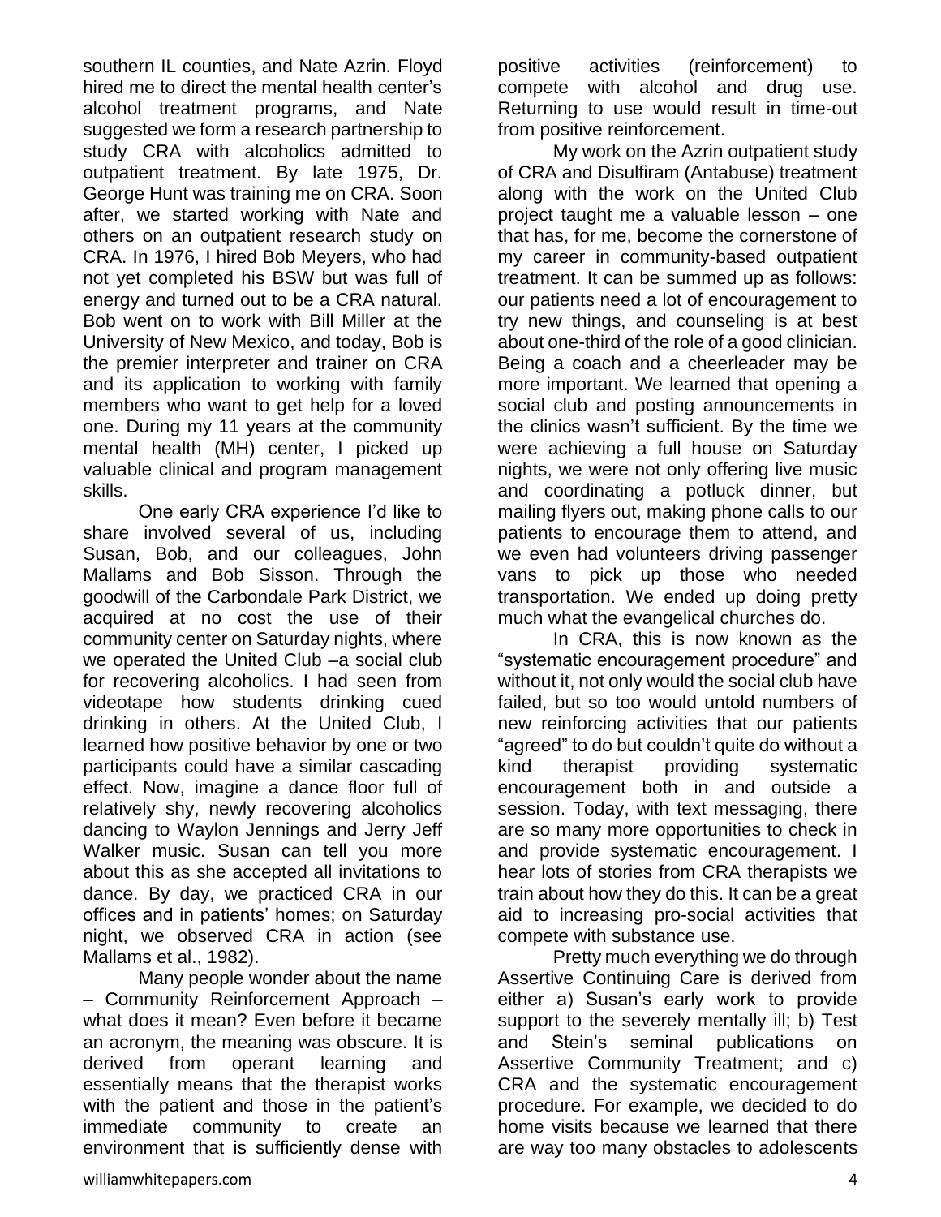southern IL counties, and Nate Azrin. Floyd hired me to direct the mental health center's alcohol treatment programs, and Nate suggested we form a research partnership to study CRA with alcoholics admitted to outpatient treatment. By late 1975, Dr. George Hunt was training me on CRA. Soon after, we started working with Nate and others on an outpatient research study on CRA. In 1976, I hired Bob Meyers, who had not yet completed his BSW but was full of energy and turned out to be a CRA natural. Bob went on to work with Bill Miller at the University of New Mexico, and today, Bob is the premier interpreter and trainer on CRA and its application to working with family members who want to get help for a loved one. During my 11 years at the community mental health (MH) center, I picked up valuable clinical and program management skills.

One early CRA experience I'd like to share involved several of us, including Susan, Bob, and our colleagues, John Mallams and Bob Sisson. Through the goodwill of the Carbondale Park District, we acquired at no cost the use of their community center on Saturday nights, where we operated the United Club –a social club for recovering alcoholics. I had seen from videotape how students drinking cued drinking in others. At the United Club, I learned how positive behavior by one or two participants could have a similar cascading effect. Now, imagine a dance floor full of relatively shy, newly recovering alcoholics dancing to Waylon Jennings and Jerry Jeff Walker music. Susan can tell you more about this as she accepted all invitations to dance. By day, we practiced CRA in our offices and in patients' homes; on Saturday night, we observed CRA in action (see Mallams et al., 1982).

Many people wonder about the name – Community Reinforcement Approach – what does it mean? Even before it became an acronym, the meaning was obscure. It is derived from operant learning and essentially means that the therapist works with the patient and those in the patient's immediate community to create an environment that is sufficiently dense with positive activities (reinforcement) to compete with alcohol and drug use. Returning to use would result in time-out from positive reinforcement.

My work on the Azrin outpatient study of CRA and Disulfiram (Antabuse) treatment along with the work on the United Club project taught me a valuable lesson – one that has, for me, become the cornerstone of my career in community-based outpatient treatment. It can be summed up as follows: our patients need a lot of encouragement to try new things, and counseling is at best about one-third of the role of a good clinician. Being a coach and a cheerleader may be more important. We learned that opening a social club and posting announcements in the clinics wasn't sufficient. By the time we were achieving a full house on Saturday nights, we were not only offering live music and coordinating a potluck dinner, but mailing flyers out, making phone calls to our patients to encourage them to attend, and we even had volunteers driving passenger vans to pick up those who needed transportation. We ended up doing pretty much what the evangelical churches do.

In CRA, this is now known as the "systematic encouragement procedure" and without it, not only would the social club have failed, but so too would untold numbers of new reinforcing activities that our patients "agreed" to do but couldn't quite do without a kind therapist providing systematic encouragement both in and outside a session. Today, with text messaging, there are so many more opportunities to check in and provide systematic encouragement. I hear lots of stories from CRA therapists we train about how they do this. It can be a great aid to increasing pro-social activities that compete with substance use.

Pretty much everything we do through Assertive Continuing Care is derived from either a) Susan's early work to provide support to the severely mentally ill; b) Test and Stein's seminal publications on Assertive Community Treatment; and c) CRA and the systematic encouragement procedure. For example, we decided to do home visits because we learned that there are way too many obstacles to adolescents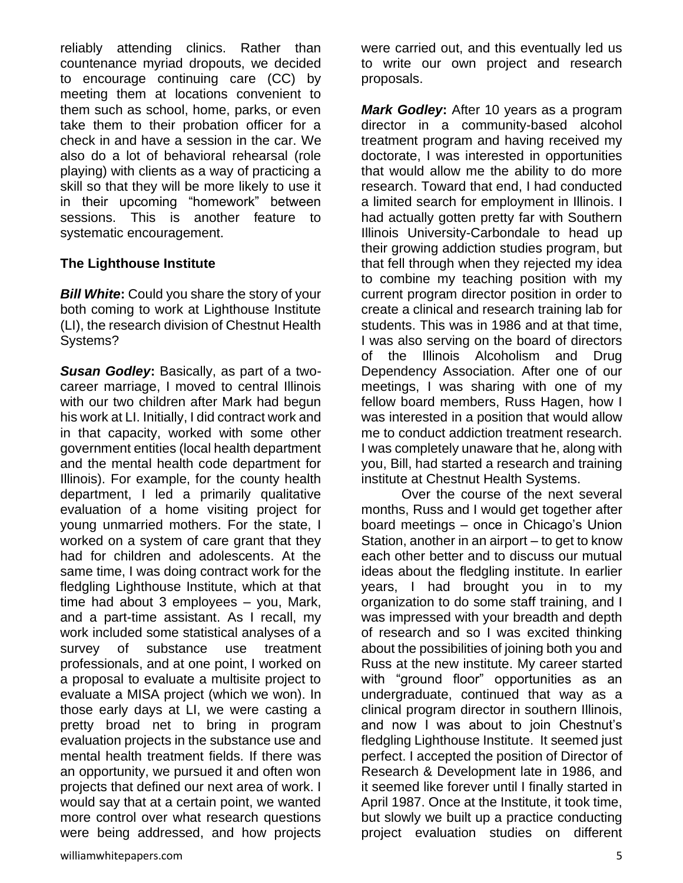reliably attending clinics. Rather than countenance myriad dropouts, we decided to encourage continuing care (CC) by meeting them at locations convenient to them such as school, home, parks, or even take them to their probation officer for a check in and have a session in the car. We also do a lot of behavioral rehearsal (role playing) with clients as a way of practicing a skill so that they will be more likely to use it in their upcoming "homework" between sessions. This is another feature to systematic encouragement.

**The Lighthouse Institute**

***Bill White*:** Could you share the story of your both coming to work at Lighthouse Institute (LI), the research division of Chestnut Health Systems?

***Susan Godley*:** Basically, as part of a two-career marriage, I moved to central Illinois with our two children after Mark had begun his work at LI. Initially, I did contract work and in that capacity, worked with some other government entities (local health department and the mental health code department for Illinois). For example, for the county health department, I led a primarily qualitative evaluation of a home visiting project for young unmarried mothers. For the state, I worked on a system of care grant that they had for children and adolescents. At the same time, I was doing contract work for the fledgling Lighthouse Institute, which at that time had about 3 employees – you, Mark, and a part-time assistant. As I recall, my work included some statistical analyses of a survey of substance use treatment professionals, and at one point, I worked on a proposal to evaluate a multisite project to evaluate a MISA project (which we won). In those early days at LI, we were casting a pretty broad net to bring in program evaluation projects in the substance use and mental health treatment fields. If there was an opportunity, we pursued it and often won projects that defined our next area of work. I would say that at a certain point, we wanted more control over what research questions were being addressed, and how projects were carried out, and this eventually led us to write our own project and research proposals.

***Mark Godley*:** After 10 years as a program director in a community-based alcohol treatment program and having received my doctorate, I was interested in opportunities that would allow me the ability to do more research. Toward that end, I had conducted a limited search for employment in Illinois. I had actually gotten pretty far with Southern Illinois University-Carbondale to head up their growing addiction studies program, but that fell through when they rejected my idea to combine my teaching position with my current program director position in order to create a clinical and research training lab for students. This was in 1986 and at that time, I was also serving on the board of directors of the Illinois Alcoholism and Drug Dependency Association. After one of our meetings, I was sharing with one of my fellow board members, Russ Hagen, how I was interested in a position that would allow me to conduct addiction treatment research. I was completely unaware that he, along with you, Bill, had started a research and training institute at Chestnut Health Systems.

Over the course of the next several months, Russ and I would get together after board meetings – once in Chicago's Union Station, another in an airport – to get to know each other better and to discuss our mutual ideas about the fledgling institute. In earlier years, I had brought you in to my organization to do some staff training, and I was impressed with your breadth and depth of research and so I was excited thinking about the possibilities of joining both you and Russ at the new institute. My career started with "ground floor" opportunities as an undergraduate, continued that way as a clinical program director in southern Illinois, and now I was about to join Chestnut's fledgling Lighthouse Institute. It seemed just perfect. I accepted the position of Director of Research & Development late in 1986, and it seemed like forever until I finally started in April 1987. Once at the Institute, it took time, but slowly we built up a practice conducting project evaluation studies on different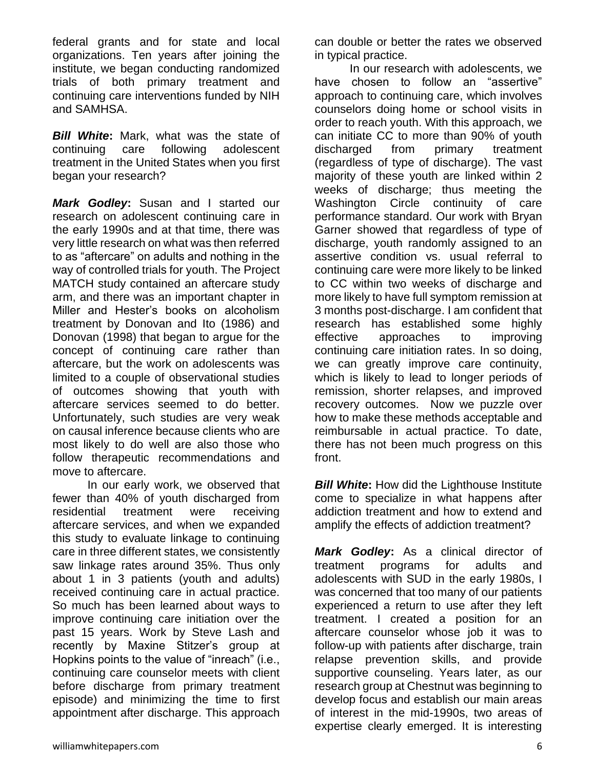federal grants and for state and local organizations. Ten years after joining the institute, we began conducting randomized trials of both primary treatment and continuing care interventions funded by NIH and SAMHSA.

***Bill White*:** Mark, what was the state of continuing care following adolescent treatment in the United States when you first began your research?

***Mark Godley*:** Susan and I started our research on adolescent continuing care in the early 1990s and at that time, there was very little research on what was then referred to as "aftercare" on adults and nothing in the way of controlled trials for youth. The Project MATCH study contained an aftercare study arm, and there was an important chapter in Miller and Hester's books on alcoholism treatment by Donovan and Ito (1986) and Donovan (1998) that began to argue for the concept of continuing care rather than aftercare, but the work on adolescents was limited to a couple of observational studies of outcomes showing that youth with aftercare services seemed to do better. Unfortunately, such studies are very weak on causal inference because clients who are most likely to do well are also those who follow therapeutic recommendations and move to aftercare.

In our early work, we observed that fewer than 40% of youth discharged from residential treatment were receiving aftercare services, and when we expanded this study to evaluate linkage to continuing care in three different states, we consistently saw linkage rates around 35%. Thus only about 1 in 3 patients (youth and adults) received continuing care in actual practice. So much has been learned about ways to improve continuing care initiation over the past 15 years. Work by Steve Lash and recently by Maxine Stitzer's group at Hopkins points to the value of "inreach" (i.e., continuing care counselor meets with client before discharge from primary treatment episode) and minimizing the time to first appointment after discharge. This approach can double or better the rates we observed in typical practice.

In our research with adolescents, we have chosen to follow an "assertive" approach to continuing care, which involves counselors doing home or school visits in order to reach youth. With this approach, we can initiate CC to more than 90% of youth discharged from primary treatment (regardless of type of discharge). The vast majority of these youth are linked within 2 weeks of discharge; thus meeting the Washington Circle continuity of care performance standard. Our work with Bryan Garner showed that regardless of type of discharge, youth randomly assigned to an assertive condition vs. usual referral to continuing care were more likely to be linked to CC within two weeks of discharge and more likely to have full symptom remission at 3 months post-discharge. I am confident that research has established some highly effective approaches to improving continuing care initiation rates. In so doing, we can greatly improve care continuity, which is likely to lead to longer periods of remission, shorter relapses, and improved recovery outcomes. Now we puzzle over how to make these methods acceptable and reimbursable in actual practice. To date, there has not been much progress on this front.

***Bill White*:** How did the Lighthouse Institute come to specialize in what happens after addiction treatment and how to extend and amplify the effects of addiction treatment?

***Mark Godley*:** As a clinical director of treatment programs for adults and adolescents with SUD in the early 1980s, I was concerned that too many of our patients experienced a return to use after they left treatment. I created a position for an aftercare counselor whose job it was to follow-up with patients after discharge, train relapse prevention skills, and provide supportive counseling. Years later, as our research group at Chestnut was beginning to develop focus and establish our main areas of interest in the mid-1990s, two areas of expertise clearly emerged. It is interesting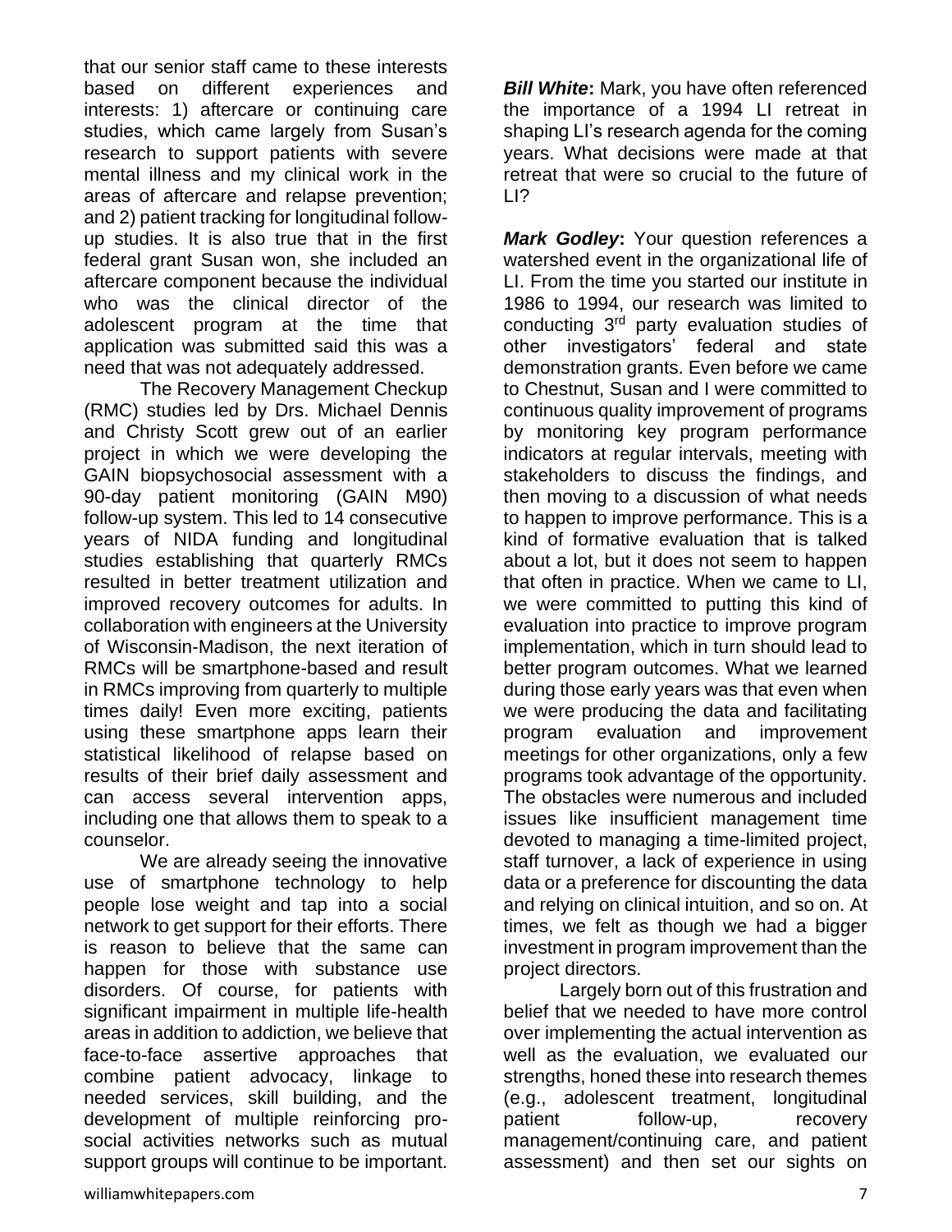that our senior staff came to these interests based on different experiences and interests: 1) aftercare or continuing care studies, which came largely from Susan's research to support patients with severe mental illness and my clinical work in the areas of aftercare and relapse prevention; and 2) patient tracking for longitudinal follow-up studies. It is also true that in the first federal grant Susan won, she included an aftercare component because the individual who was the clinical director of the adolescent program at the time that application was submitted said this was a need that was not adequately addressed.

The Recovery Management Checkup (RMC) studies led by Drs. Michael Dennis and Christy Scott grew out of an earlier project in which we were developing the GAIN biopsychosocial assessment with a 90-day patient monitoring (GAIN M90) follow-up system. This led to 14 consecutive years of NIDA funding and longitudinal studies establishing that quarterly RMCs resulted in better treatment utilization and improved recovery outcomes for adults. In collaboration with engineers at the University of Wisconsin-Madison, the next iteration of RMCs will be smartphone-based and result in RMCs improving from quarterly to multiple times daily! Even more exciting, patients using these smartphone apps learn their statistical likelihood of relapse based on results of their brief daily assessment and can access several intervention apps, including one that allows them to speak to a counselor.

We are already seeing the innovative use of smartphone technology to help people lose weight and tap into a social network to get support for their efforts. There is reason to believe that the same can happen for those with substance use disorders. Of course, for patients with significant impairment in multiple life-health areas in addition to addiction, we believe that face-to-face assertive approaches that combine patient advocacy, linkage to needed services, skill building, and the development of multiple reinforcing pro-social activities networks such as mutual support groups will continue to be important.

***Bill White*:** Mark, you have often referenced the importance of a 1994 LI retreat in shaping LI's research agenda for the coming years. What decisions were made at that retreat that were so crucial to the future of LI?

***Mark Godley*:** Your question references a watershed event in the organizational life of LI. From the time you started our institute in 1986 to 1994, our research was limited to conducting 3rd party evaluation studies of other investigators' federal and state demonstration grants. Even before we came to Chestnut, Susan and I were committed to continuous quality improvement of programs by monitoring key program performance indicators at regular intervals, meeting with stakeholders to discuss the findings, and then moving to a discussion of what needs to happen to improve performance. This is a kind of formative evaluation that is talked about a lot, but it does not seem to happen that often in practice. When we came to LI, we were committed to putting this kind of evaluation into practice to improve program implementation, which in turn should lead to better program outcomes. What we learned during those early years was that even when we were producing the data and facilitating program evaluation and improvement meetings for other organizations, only a few programs took advantage of the opportunity. The obstacles were numerous and included issues like insufficient management time devoted to managing a time-limited project, staff turnover, a lack of experience in using data or a preference for discounting the data and relying on clinical intuition, and so on. At times, we felt as though we had a bigger investment in program improvement than the project directors.

Largely born out of this frustration and belief that we needed to have more control over implementing the actual intervention as well as the evaluation, we evaluated our strengths, honed these into research themes (e.g., adolescent treatment, longitudinal patient follow-up, recovery management/continuing care, and patient assessment) and then set our sights on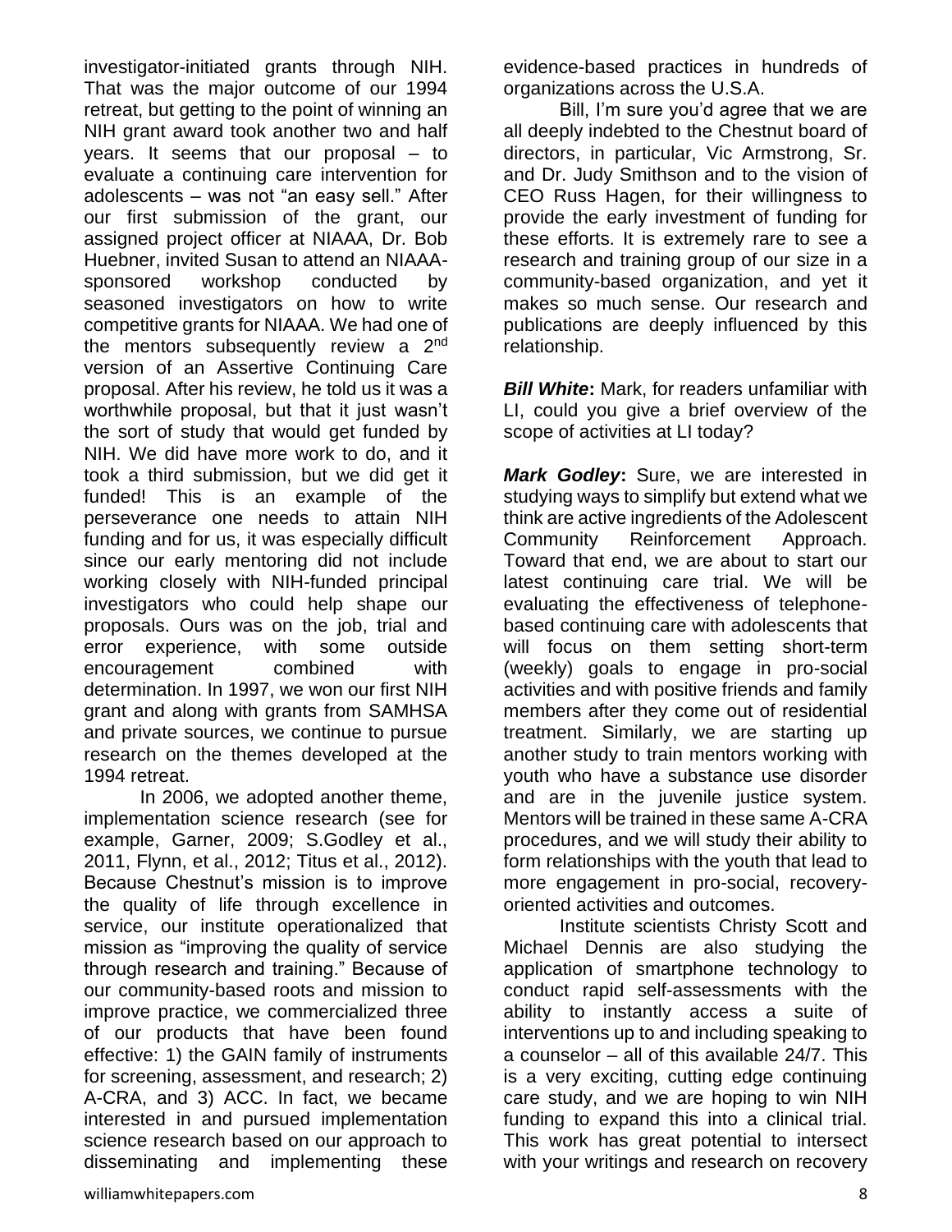investigator-initiated grants through NIH. That was the major outcome of our 1994 retreat, but getting to the point of winning an NIH grant award took another two and half years. It seems that our proposal – to evaluate a continuing care intervention for adolescents – was not "an easy sell." After our first submission of the grant, our assigned project officer at NIAAA, Dr. Bob Huebner, invited Susan to attend an NIAAA-sponsored workshop conducted by seasoned investigators on how to write competitive grants for NIAAA. We had one of the mentors subsequently review a 2nd version of an Assertive Continuing Care proposal. After his review, he told us it was a worthwhile proposal, but that it just wasn't the sort of study that would get funded by NIH. We did have more work to do, and it took a third submission, but we did get it funded! This is an example of the perseverance one needs to attain NIH funding and for us, it was especially difficult since our early mentoring did not include working closely with NIH-funded principal investigators who could help shape our proposals. Ours was on the job, trial and error experience, with some outside encouragement combined with determination. In 1997, we won our first NIH grant and along with grants from SAMHSA and private sources, we continue to pursue research on the themes developed at the 1994 retreat.

In 2006, we adopted another theme, implementation science research (see for example, Garner, 2009; S.Godley et al., 2011, Flynn, et al., 2012; Titus et al., 2012). Because Chestnut's mission is to improve the quality of life through excellence in service, our institute operationalized that mission as "improving the quality of service through research and training." Because of our community-based roots and mission to improve practice, we commercialized three of our products that have been found effective: 1) the GAIN family of instruments for screening, assessment, and research; 2) A-CRA, and 3) ACC. In fact, we became interested in and pursued implementation science research based on our approach to disseminating and implementing these evidence-based practices in hundreds of organizations across the U.S.A.

Bill, I'm sure you'd agree that we are all deeply indebted to the Chestnut board of directors, in particular, Vic Armstrong, Sr. and Dr. Judy Smithson and to the vision of CEO Russ Hagen, for their willingness to provide the early investment of funding for these efforts. It is extremely rare to see a research and training group of our size in a community-based organization, and yet it makes so much sense. Our research and publications are deeply influenced by this relationship.

***Bill White*:** Mark, for readers unfamiliar with LI, could you give a brief overview of the scope of activities at LI today?

***Mark Godley*:** Sure, we are interested in studying ways to simplify but extend what we think are active ingredients of the Adolescent Community Reinforcement Approach. Toward that end, we are about to start our latest continuing care trial. We will be evaluating the effectiveness of telephone-based continuing care with adolescents that will focus on them setting short-term (weekly) goals to engage in pro-social activities and with positive friends and family members after they come out of residential treatment. Similarly, we are starting up another study to train mentors working with youth who have a substance use disorder and are in the juvenile justice system. Mentors will be trained in these same A-CRA procedures, and we will study their ability to form relationships with the youth that lead to more engagement in pro-social, recovery-oriented activities and outcomes.

Institute scientists Christy Scott and Michael Dennis are also studying the application of smartphone technology to conduct rapid self-assessments with the ability to instantly access a suite of interventions up to and including speaking to a counselor – all of this available 24/7. This is a very exciting, cutting edge continuing care study, and we are hoping to win NIH funding to expand this into a clinical trial. This work has great potential to intersect with your writings and research on recovery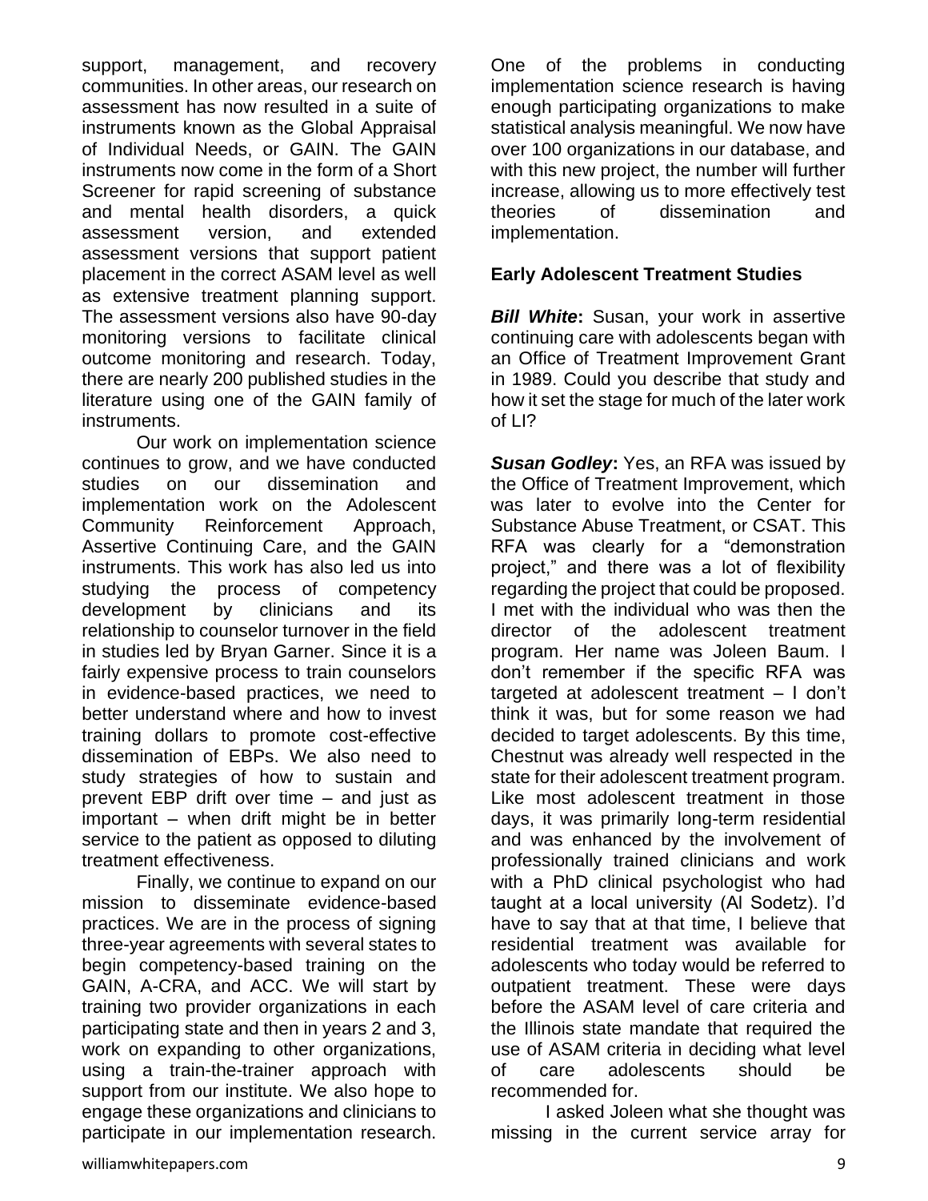support, management, and recovery communities. In other areas, our research on assessment has now resulted in a suite of instruments known as the Global Appraisal of Individual Needs, or GAIN. The GAIN instruments now come in the form of a Short Screener for rapid screening of substance and mental health disorders, a quick assessment version, and extended assessment versions that support patient placement in the correct ASAM level as well as extensive treatment planning support. The assessment versions also have 90-day monitoring versions to facilitate clinical outcome monitoring and research. Today, there are nearly 200 published studies in the literature using one of the GAIN family of instruments.

Our work on implementation science continues to grow, and we have conducted studies on our dissemination and implementation work on the Adolescent Community Reinforcement Approach, Assertive Continuing Care, and the GAIN instruments. This work has also led us into studying the process of competency development by clinicians and its relationship to counselor turnover in the field in studies led by Bryan Garner. Since it is a fairly expensive process to train counselors in evidence-based practices, we need to better understand where and how to invest training dollars to promote cost-effective dissemination of EBPs. We also need to study strategies of how to sustain and prevent EBP drift over time – and just as important – when drift might be in better service to the patient as opposed to diluting treatment effectiveness.

Finally, we continue to expand on our mission to disseminate evidence-based practices. We are in the process of signing three-year agreements with several states to begin competency-based training on the GAIN, A-CRA, and ACC. We will start by training two provider organizations in each participating state and then in years 2 and 3, work on expanding to other organizations, using a train-the-trainer approach with support from our institute. We also hope to engage these organizations and clinicians to participate in our implementation research. One of the problems in conducting implementation science research is having enough participating organizations to make statistical analysis meaningful. We now have over 100 organizations in our database, and with this new project, the number will further increase, allowing us to more effectively test theories of dissemination and implementation.

## Early Adolescent Treatment Studies

***Bill White*:** Susan, your work in assertive continuing care with adolescents began with an Office of Treatment Improvement Grant in 1989. Could you describe that study and how it set the stage for much of the later work of LI?

***Susan Godley*:** Yes, an RFA was issued by the Office of Treatment Improvement, which was later to evolve into the Center for Substance Abuse Treatment, or CSAT. This RFA was clearly for a "demonstration project," and there was a lot of flexibility regarding the project that could be proposed. I met with the individual who was then the director of the adolescent treatment program. Her name was Joleen Baum. I don't remember if the specific RFA was targeted at adolescent treatment – I don't think it was, but for some reason we had decided to target adolescents. By this time, Chestnut was already well respected in the state for their adolescent treatment program. Like most adolescent treatment in those days, it was primarily long-term residential and was enhanced by the involvement of professionally trained clinicians and work with a PhD clinical psychologist who had taught at a local university (Al Sodetz). I'd have to say that at that time, I believe that residential treatment was available for adolescents who today would be referred to outpatient treatment. These were days before the ASAM level of care criteria and the Illinois state mandate that required the use of ASAM criteria in deciding what level of care adolescents should be recommended for.

I asked Joleen what she thought was missing in the current service array for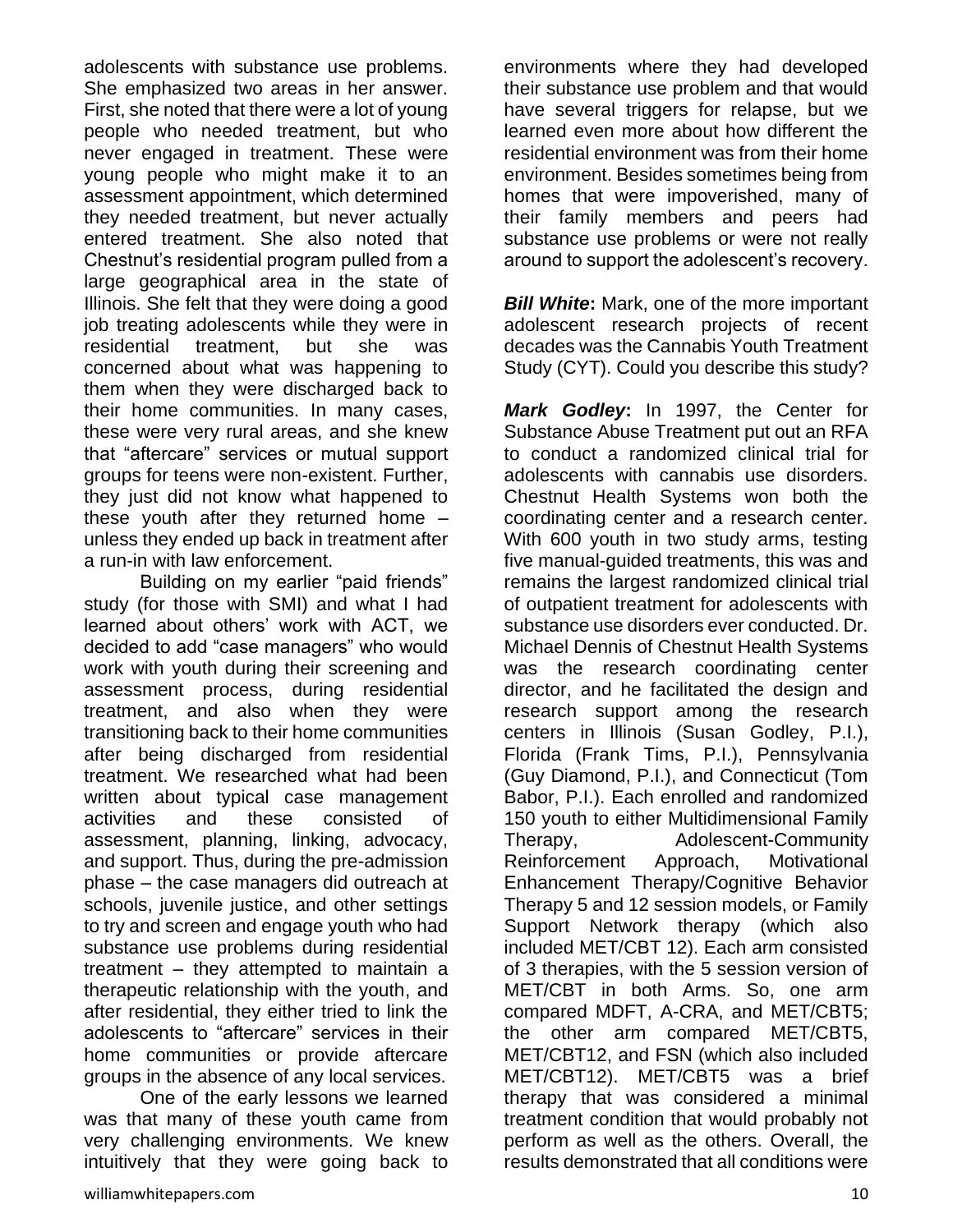adolescents with substance use problems. She emphasized two areas in her answer. First, she noted that there were a lot of young people who needed treatment, but who never engaged in treatment. These were young people who might make it to an assessment appointment, which determined they needed treatment, but never actually entered treatment. She also noted that Chestnut's residential program pulled from a large geographical area in the state of Illinois. She felt that they were doing a good job treating adolescents while they were in residential treatment, but she was concerned about what was happening to them when they were discharged back to their home communities. In many cases, these were very rural areas, and she knew that "aftercare" services or mutual support groups for teens were non-existent. Further, they just did not know what happened to these youth after they returned home – unless they ended up back in treatment after a run-in with law enforcement.

Building on my earlier "paid friends" study (for those with SMI) and what I had learned about others' work with ACT, we decided to add "case managers" who would work with youth during their screening and assessment process, during residential treatment, and also when they were transitioning back to their home communities after being discharged from residential treatment. We researched what had been written about typical case management activities and these consisted of assessment, planning, linking, advocacy, and support. Thus, during the pre-admission phase – the case managers did outreach at schools, juvenile justice, and other settings to try and screen and engage youth who had substance use problems during residential treatment – they attempted to maintain a therapeutic relationship with the youth, and after residential, they either tried to link the adolescents to "aftercare" services in their home communities or provide aftercare groups in the absence of any local services.

One of the early lessons we learned was that many of these youth came from very challenging environments. We knew intuitively that they were going back to environments where they had developed their substance use problem and that would have several triggers for relapse, but we learned even more about how different the residential environment was from their home environment. Besides sometimes being from homes that were impoverished, many of their family members and peers had substance use problems or were not really around to support the adolescent's recovery.

***Bill White*:** Mark, one of the more important adolescent research projects of recent decades was the Cannabis Youth Treatment Study (CYT). Could you describe this study?

***Mark Godley*:** In 1997, the Center for Substance Abuse Treatment put out an RFA to conduct a randomized clinical trial for adolescents with cannabis use disorders. Chestnut Health Systems won both the coordinating center and a research center. With 600 youth in two study arms, testing five manual-guided treatments, this was and remains the largest randomized clinical trial of outpatient treatment for adolescents with substance use disorders ever conducted. Dr. Michael Dennis of Chestnut Health Systems was the research coordinating center director, and he facilitated the design and research support among the research centers in Illinois (Susan Godley, P.I.), Florida (Frank Tims, P.I.), Pennsylvania (Guy Diamond, P.I.), and Connecticut (Tom Babor, P.I.). Each enrolled and randomized 150 youth to either Multidimensional Family Therapy, Adolescent-Community Reinforcement Approach, Motivational Enhancement Therapy/Cognitive Behavior Therapy 5 and 12 session models, or Family Support Network therapy (which also included MET/CBT 12). Each arm consisted of 3 therapies, with the 5 session version of MET/CBT in both Arms. So, one arm compared MDFT, A-CRA, and MET/CBT5; the other arm compared MET/CBT5, MET/CBT12, and FSN (which also included MET/CBT12). MET/CBT5 was a brief therapy that was considered a minimal treatment condition that would probably not perform as well as the others. Overall, the results demonstrated that all conditions were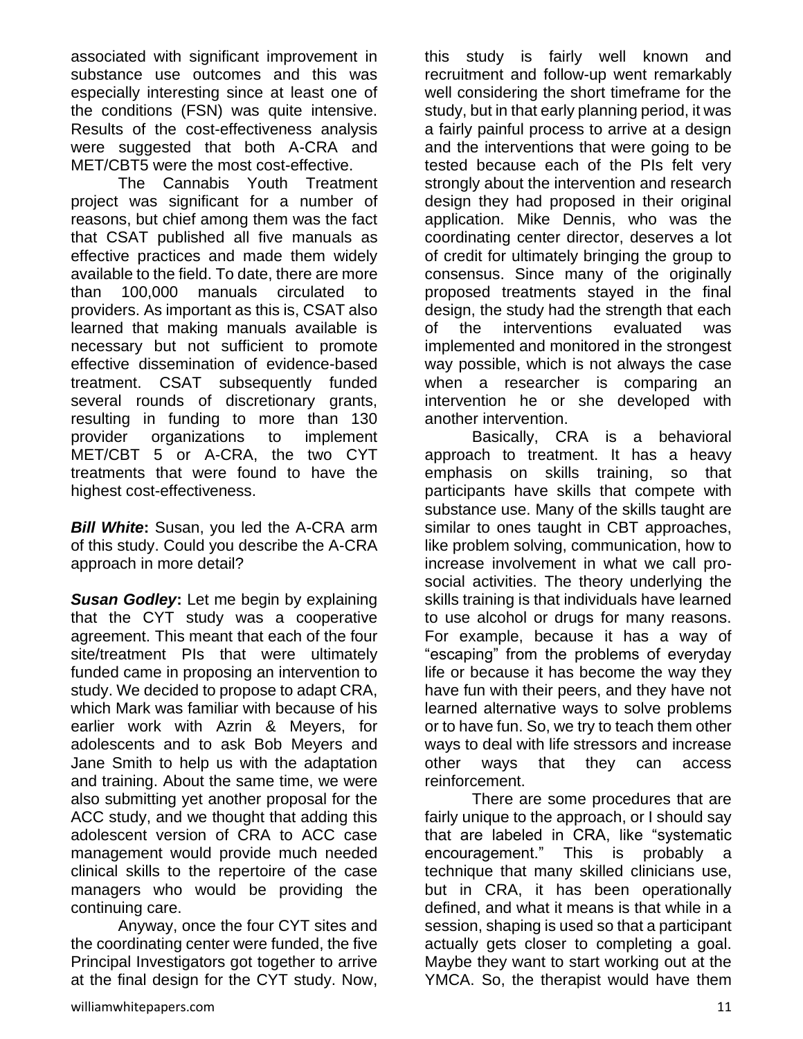associated with significant improvement in substance use outcomes and this was especially interesting since at least one of the conditions (FSN) was quite intensive. Results of the cost-effectiveness analysis were suggested that both A-CRA and MET/CBT5 were the most cost-effective.

The Cannabis Youth Treatment project was significant for a number of reasons, but chief among them was the fact that CSAT published all five manuals as effective practices and made them widely available to the field. To date, there are more than 100,000 manuals circulated to providers. As important as this is, CSAT also learned that making manuals available is necessary but not sufficient to promote effective dissemination of evidence-based treatment. CSAT subsequently funded several rounds of discretionary grants, resulting in funding to more than 130 provider organizations to implement MET/CBT 5 or A-CRA, the two CYT treatments that were found to have the highest cost-effectiveness.

***Bill White*:** Susan, you led the A-CRA arm of this study. Could you describe the A-CRA approach in more detail?

***Susan Godley*:** Let me begin by explaining that the CYT study was a cooperative agreement. This meant that each of the four site/treatment PIs that were ultimately funded came in proposing an intervention to study. We decided to propose to adapt CRA, which Mark was familiar with because of his earlier work with Azrin & Meyers, for adolescents and to ask Bob Meyers and Jane Smith to help us with the adaptation and training. About the same time, we were also submitting yet another proposal for the ACC study, and we thought that adding this adolescent version of CRA to ACC case management would provide much needed clinical skills to the repertoire of the case managers who would be providing the continuing care.

Anyway, once the four CYT sites and the coordinating center were funded, the five Principal Investigators got together to arrive at the final design for the CYT study. Now, this study is fairly well known and recruitment and follow-up went remarkably well considering the short timeframe for the study, but in that early planning period, it was a fairly painful process to arrive at a design and the interventions that were going to be tested because each of the PIs felt very strongly about the intervention and research design they had proposed in their original application. Mike Dennis, who was the coordinating center director, deserves a lot of credit for ultimately bringing the group to consensus. Since many of the originally proposed treatments stayed in the final design, the study had the strength that each of the interventions evaluated was implemented and monitored in the strongest way possible, which is not always the case when a researcher is comparing an intervention he or she developed with another intervention.

Basically, CRA is a behavioral approach to treatment. It has a heavy emphasis on skills training, so that participants have skills that compete with substance use. Many of the skills taught are similar to ones taught in CBT approaches, like problem solving, communication, how to increase involvement in what we call pro-social activities. The theory underlying the skills training is that individuals have learned to use alcohol or drugs for many reasons. For example, because it has a way of "escaping" from the problems of everyday life or because it has become the way they have fun with their peers, and they have not learned alternative ways to solve problems or to have fun. So, we try to teach them other ways to deal with life stressors and increase other ways that they can access reinforcement.

There are some procedures that are fairly unique to the approach, or I should say that are labeled in CRA, like "systematic encouragement." This is probably a technique that many skilled clinicians use, but in CRA, it has been operationally defined, and what it means is that while in a session, shaping is used so that a participant actually gets closer to completing a goal. Maybe they want to start working out at the YMCA. So, the therapist would have them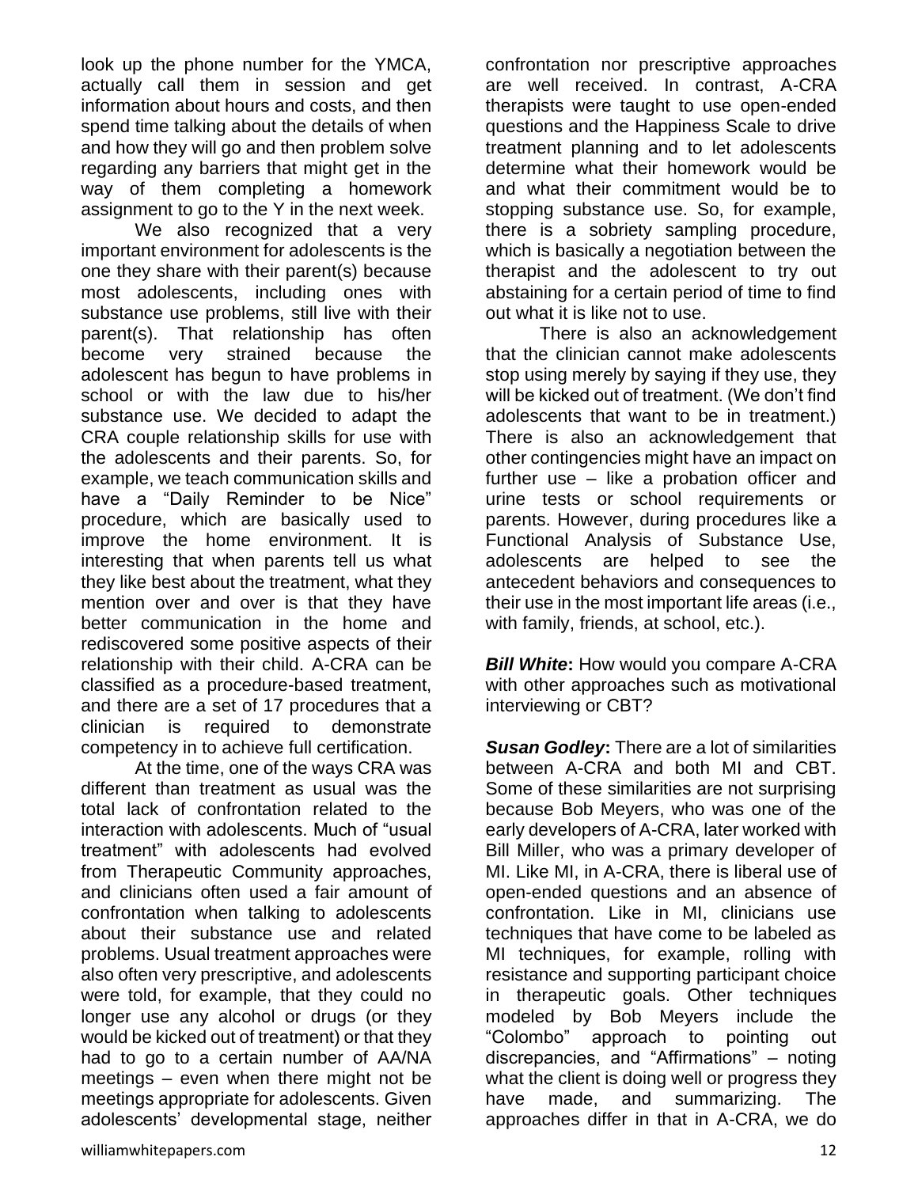look up the phone number for the YMCA, actually call them in session and get information about hours and costs, and then spend time talking about the details of when and how they will go and then problem solve regarding any barriers that might get in the way of them completing a homework assignment to go to the Y in the next week.

We also recognized that a very important environment for adolescents is the one they share with their parent(s) because most adolescents, including ones with substance use problems, still live with their parent(s). That relationship has often become very strained because the adolescent has begun to have problems in school or with the law due to his/her substance use. We decided to adapt the CRA couple relationship skills for use with the adolescents and their parents. So, for example, we teach communication skills and have a "Daily Reminder to be Nice" procedure, which are basically used to improve the home environment. It is interesting that when parents tell us what they like best about the treatment, what they mention over and over is that they have better communication in the home and rediscovered some positive aspects of their relationship with their child. A-CRA can be classified as a procedure-based treatment, and there are a set of 17 procedures that a clinician is required to demonstrate competency in to achieve full certification.

At the time, one of the ways CRA was different than treatment as usual was the total lack of confrontation related to the interaction with adolescents. Much of "usual treatment" with adolescents had evolved from Therapeutic Community approaches, and clinicians often used a fair amount of confrontation when talking to adolescents about their substance use and related problems. Usual treatment approaches were also often very prescriptive, and adolescents were told, for example, that they could no longer use any alcohol or drugs (or they would be kicked out of treatment) or that they had to go to a certain number of AA/NA meetings – even when there might not be meetings appropriate for adolescents. Given adolescents' developmental stage, neither confrontation nor prescriptive approaches are well received. In contrast, A-CRA therapists were taught to use open-ended questions and the Happiness Scale to drive treatment planning and to let adolescents determine what their homework would be and what their commitment would be to stopping substance use. So, for example, there is a sobriety sampling procedure, which is basically a negotiation between the therapist and the adolescent to try out abstaining for a certain period of time to find out what it is like not to use.

There is also an acknowledgement that the clinician cannot make adolescents stop using merely by saying if they use, they will be kicked out of treatment. (We don't find adolescents that want to be in treatment.) There is also an acknowledgement that other contingencies might have an impact on further use – like a probation officer and urine tests or school requirements or parents. However, during procedures like a Functional Analysis of Substance Use, adolescents are helped to see the antecedent behaviors and consequences to their use in the most important life areas (i.e., with family, friends, at school, etc.).

***Bill White*:** How would you compare A-CRA with other approaches such as motivational interviewing or CBT?

***Susan Godley*:** There are a lot of similarities between A-CRA and both MI and CBT. Some of these similarities are not surprising because Bob Meyers, who was one of the early developers of A-CRA, later worked with Bill Miller, who was a primary developer of MI. Like MI, in A-CRA, there is liberal use of open-ended questions and an absence of confrontation. Like in MI, clinicians use techniques that have come to be labeled as MI techniques, for example, rolling with resistance and supporting participant choice in therapeutic goals. Other techniques modeled by Bob Meyers include the "Colombo" approach to pointing out discrepancies, and "Affirmations" – noting what the client is doing well or progress they have made, and summarizing. The approaches differ in that in A-CRA, we do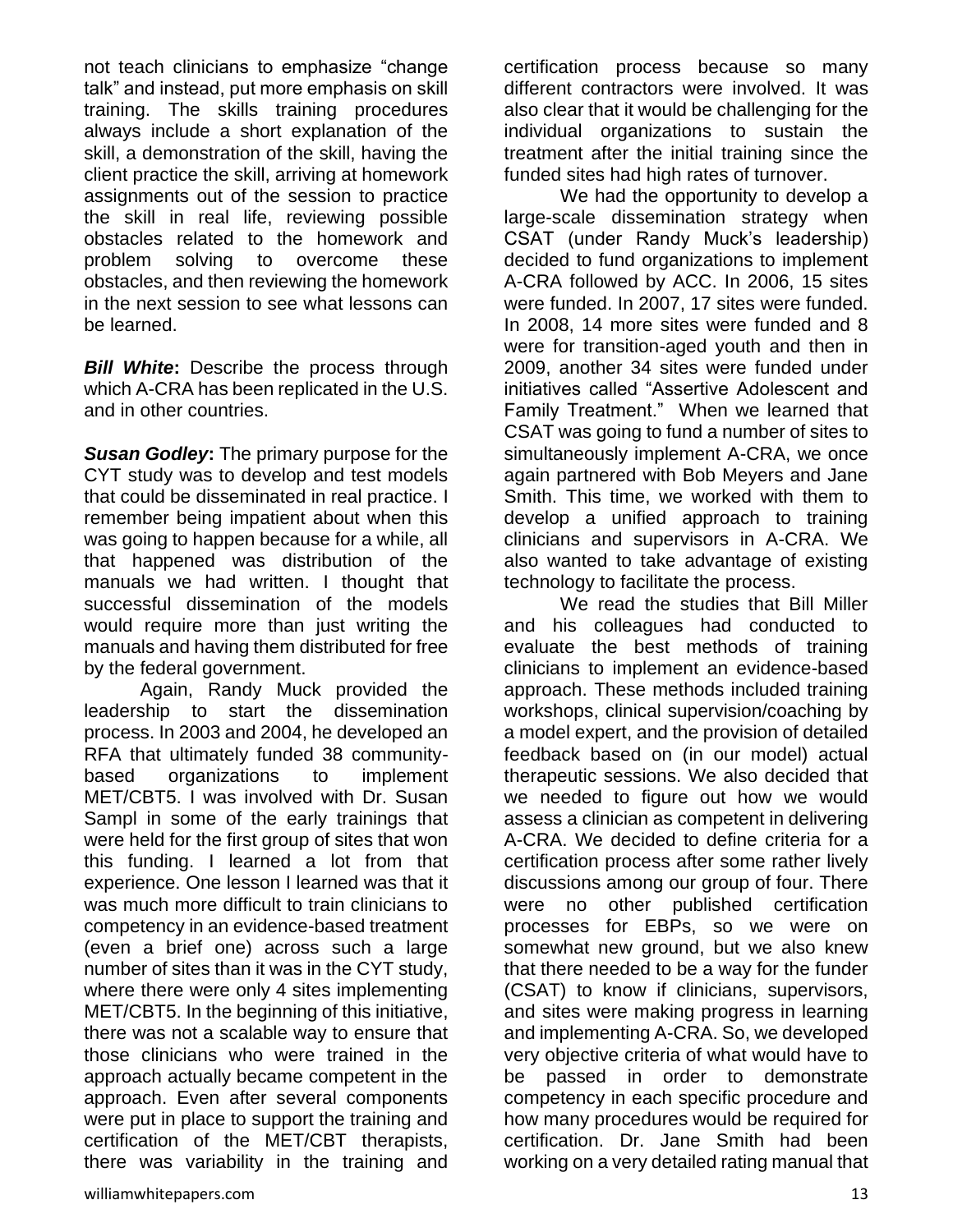not teach clinicians to emphasize "change talk" and instead, put more emphasis on skill training. The skills training procedures always include a short explanation of the skill, a demonstration of the skill, having the client practice the skill, arriving at homework assignments out of the session to practice the skill in real life, reviewing possible obstacles related to the homework and problem solving to overcome these obstacles, and then reviewing the homework in the next session to see what lessons can be learned.

***Bill White*:** Describe the process through which A-CRA has been replicated in the U.S. and in other countries.

***Susan Godley*:** The primary purpose for the CYT study was to develop and test models that could be disseminated in real practice. I remember being impatient about when this was going to happen because for a while, all that happened was distribution of the manuals we had written. I thought that successful dissemination of the models would require more than just writing the manuals and having them distributed for free by the federal government.

Again, Randy Muck provided the leadership to start the dissemination process. In 2003 and 2004, he developed an RFA that ultimately funded 38 community-based organizations to implement MET/CBT5. I was involved with Dr. Susan Sampl in some of the early trainings that were held for the first group of sites that won this funding. I learned a lot from that experience. One lesson I learned was that it was much more difficult to train clinicians to competency in an evidence-based treatment (even a brief one) across such a large number of sites than it was in the CYT study, where there were only 4 sites implementing MET/CBT5. In the beginning of this initiative, there was not a scalable way to ensure that those clinicians who were trained in the approach actually became competent in the approach. Even after several components were put in place to support the training and certification of the MET/CBT therapists, there was variability in the training and certification process because so many different contractors were involved. It was also clear that it would be challenging for the individual organizations to sustain the treatment after the initial training since the funded sites had high rates of turnover.

We had the opportunity to develop a large-scale dissemination strategy when CSAT (under Randy Muck's leadership) decided to fund organizations to implement A-CRA followed by ACC. In 2006, 15 sites were funded. In 2007, 17 sites were funded. In 2008, 14 more sites were funded and 8 were for transition-aged youth and then in 2009, another 34 sites were funded under initiatives called "Assertive Adolescent and Family Treatment." When we learned that CSAT was going to fund a number of sites to simultaneously implement A-CRA, we once again partnered with Bob Meyers and Jane Smith. This time, we worked with them to develop a unified approach to training clinicians and supervisors in A-CRA. We also wanted to take advantage of existing technology to facilitate the process.

We read the studies that Bill Miller and his colleagues had conducted to evaluate the best methods of training clinicians to implement an evidence-based approach. These methods included training workshops, clinical supervision/coaching by a model expert, and the provision of detailed feedback based on (in our model) actual therapeutic sessions. We also decided that we needed to figure out how we would assess a clinician as competent in delivering A-CRA. We decided to define criteria for a certification process after some rather lively discussions among our group of four. There were no other published certification processes for EBPs, so we were on somewhat new ground, but we also knew that there needed to be a way for the funder (CSAT) to know if clinicians, supervisors, and sites were making progress in learning and implementing A-CRA. So, we developed very objective criteria of what would have to be passed in order to demonstrate competency in each specific procedure and how many procedures would be required for certification. Dr. Jane Smith had been working on a very detailed rating manual that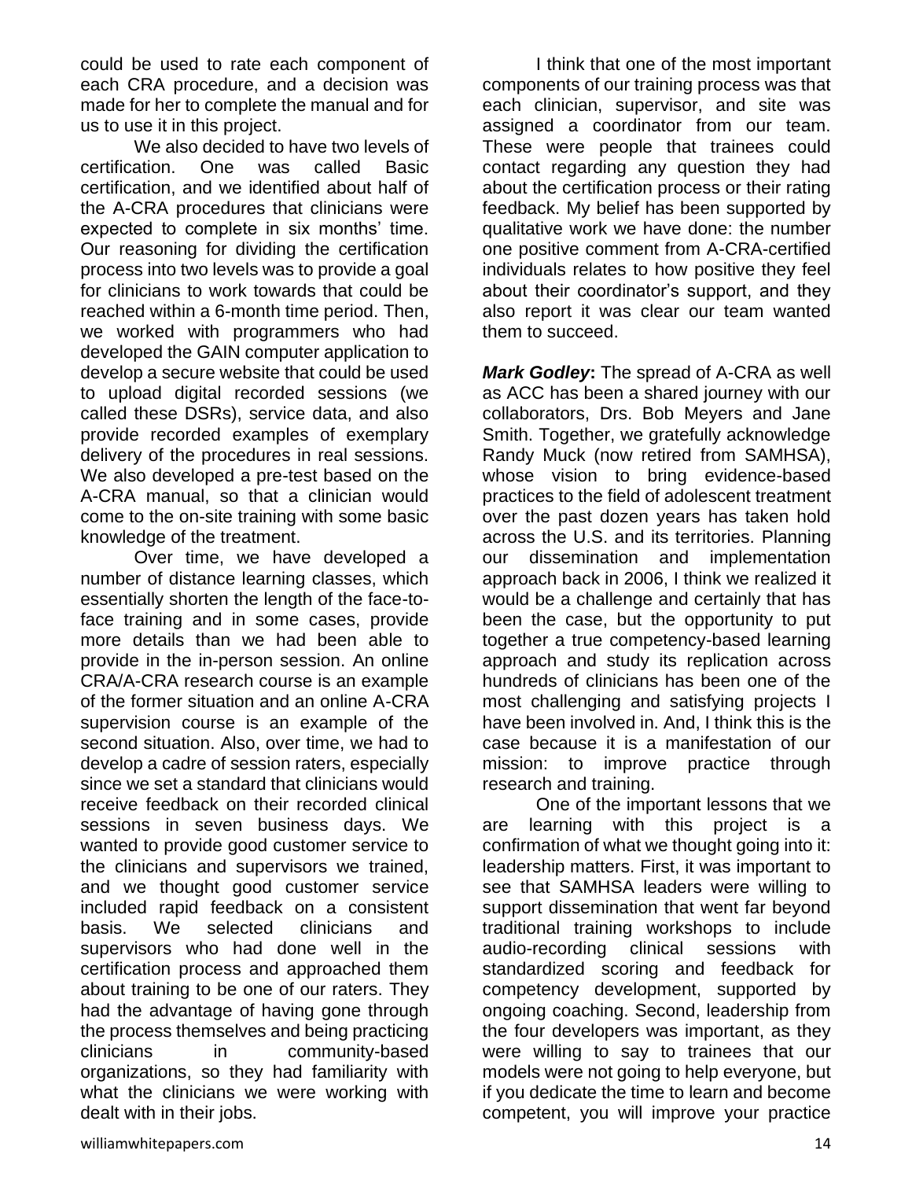could be used to rate each component of each CRA procedure, and a decision was made for her to complete the manual and for us to use it in this project.

We also decided to have two levels of certification. One was called Basic certification, and we identified about half of the A-CRA procedures that clinicians were expected to complete in six months' time. Our reasoning for dividing the certification process into two levels was to provide a goal for clinicians to work towards that could be reached within a 6-month time period. Then, we worked with programmers who had developed the GAIN computer application to develop a secure website that could be used to upload digital recorded sessions (we called these DSRs), service data, and also provide recorded examples of exemplary delivery of the procedures in real sessions. We also developed a pre-test based on the A-CRA manual, so that a clinician would come to the on-site training with some basic knowledge of the treatment.

Over time, we have developed a number of distance learning classes, which essentially shorten the length of the face-to-face training and in some cases, provide more details than we had been able to provide in the in-person session. An online CRA/A-CRA research course is an example of the former situation and an online A-CRA supervision course is an example of the second situation. Also, over time, we had to develop a cadre of session raters, especially since we set a standard that clinicians would receive feedback on their recorded clinical sessions in seven business days. We wanted to provide good customer service to the clinicians and supervisors we trained, and we thought good customer service included rapid feedback on a consistent basis. We selected clinicians and supervisors who had done well in the certification process and approached them about training to be one of our raters. They had the advantage of having gone through the process themselves and being practicing clinicians in community-based organizations, so they had familiarity with what the clinicians we were working with dealt with in their jobs.

I think that one of the most important components of our training process was that each clinician, supervisor, and site was assigned a coordinator from our team. These were people that trainees could contact regarding any question they had about the certification process or their rating feedback. My belief has been supported by qualitative work we have done: the number one positive comment from A-CRA-certified individuals relates to how positive they feel about their coordinator's support, and they also report it was clear our team wanted them to succeed.

***Mark Godley*:** The spread of A-CRA as well as ACC has been a shared journey with our collaborators, Drs. Bob Meyers and Jane Smith. Together, we gratefully acknowledge Randy Muck (now retired from SAMHSA), whose vision to bring evidence-based practices to the field of adolescent treatment over the past dozen years has taken hold across the U.S. and its territories. Planning our dissemination and implementation approach back in 2006, I think we realized it would be a challenge and certainly that has been the case, but the opportunity to put together a true competency-based learning approach and study its replication across hundreds of clinicians has been one of the most challenging and satisfying projects I have been involved in. And, I think this is the case because it is a manifestation of our mission: to improve practice through research and training.

One of the important lessons that we are learning with this project is a confirmation of what we thought going into it: leadership matters. First, it was important to see that SAMHSA leaders were willing to support dissemination that went far beyond traditional training workshops to include audio-recording clinical sessions with standardized scoring and feedback for competency development, supported by ongoing coaching. Second, leadership from the four developers was important, as they were willing to say to trainees that our models were not going to help everyone, but if you dedicate the time to learn and become competent, you will improve your practice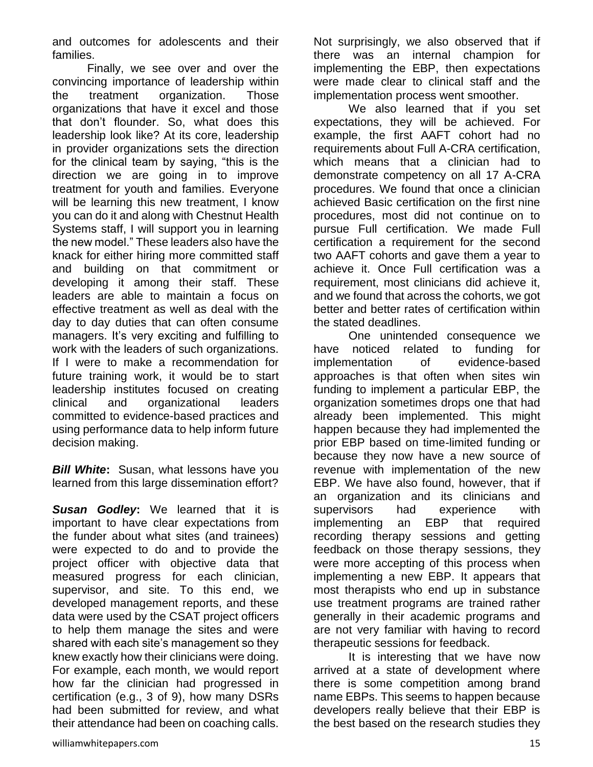and outcomes for adolescents and their families.

Finally, we see over and over the convincing importance of leadership within the treatment organization. Those organizations that have it excel and those that don't flounder. So, what does this leadership look like? At its core, leadership in provider organizations sets the direction for the clinical team by saying, "this is the direction we are going in to improve treatment for youth and families. Everyone will be learning this new treatment, I know you can do it and along with Chestnut Health Systems staff, I will support you in learning the new model." These leaders also have the knack for either hiring more committed staff and building on that commitment or developing it among their staff. These leaders are able to maintain a focus on effective treatment as well as deal with the day to day duties that can often consume managers. It's very exciting and fulfilling to work with the leaders of such organizations. If I were to make a recommendation for future training work, it would be to start leadership institutes focused on creating clinical and organizational leaders committed to evidence-based practices and using performance data to help inform future decision making.

***Bill White*:** Susan, what lessons have you learned from this large dissemination effort?

***Susan Godley*:** We learned that it is important to have clear expectations from the funder about what sites (and trainees) were expected to do and to provide the project officer with objective data that measured progress for each clinician, supervisor, and site. To this end, we developed management reports, and these data were used by the CSAT project officers to help them manage the sites and were shared with each site's management so they knew exactly how their clinicians were doing. For example, each month, we would report how far the clinician had progressed in certification (e.g., 3 of 9), how many DSRs had been submitted for review, and what their attendance had been on coaching calls. Not surprisingly, we also observed that if there was an internal champion for implementing the EBP, then expectations were made clear to clinical staff and the implementation process went smoother.

We also learned that if you set expectations, they will be achieved. For example, the first AAFT cohort had no requirements about Full A-CRA certification, which means that a clinician had to demonstrate competency on all 17 A-CRA procedures. We found that once a clinician achieved Basic certification on the first nine procedures, most did not continue on to pursue Full certification. We made Full certification a requirement for the second two AAFT cohorts and gave them a year to achieve it. Once Full certification was a requirement, most clinicians did achieve it, and we found that across the cohorts, we got better and better rates of certification within the stated deadlines.

One unintended consequence we have noticed related to funding for implementation of evidence-based approaches is that often when sites win funding to implement a particular EBP, the organization sometimes drops one that had already been implemented. This might happen because they had implemented the prior EBP based on time-limited funding or because they now have a new source of revenue with implementation of the new EBP. We have also found, however, that if an organization and its clinicians and supervisors had experience with implementing an EBP that required recording therapy sessions and getting feedback on those therapy sessions, they were more accepting of this process when implementing a new EBP. It appears that most therapists who end up in substance use treatment programs are trained rather generally in their academic programs and are not very familiar with having to record therapeutic sessions for feedback.

It is interesting that we have now arrived at a state of development where there is some competition among brand name EBPs. This seems to happen because developers really believe that their EBP is the best based on the research studies they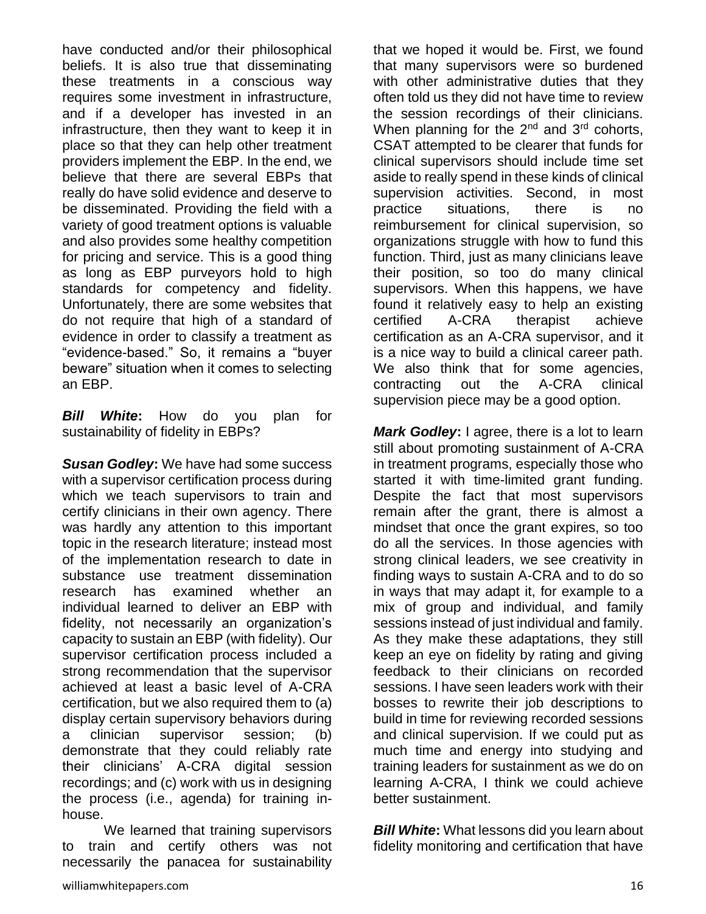have conducted and/or their philosophical beliefs. It is also true that disseminating these treatments in a conscious way requires some investment in infrastructure, and if a developer has invested in an infrastructure, then they want to keep it in place so that they can help other treatment providers implement the EBP. In the end, we believe that there are several EBPs that really do have solid evidence and deserve to be disseminated. Providing the field with a variety of good treatment options is valuable and also provides some healthy competition for pricing and service. This is a good thing as long as EBP purveyors hold to high standards for competency and fidelity. Unfortunately, there are some websites that do not require that high of a standard of evidence in order to classify a treatment as "evidence-based." So, it remains a "buyer beware" situation when it comes to selecting an EBP.

***Bill White*:** How do you plan for sustainability of fidelity in EBPs?

***Susan Godley*:** We have had some success with a supervisor certification process during which we teach supervisors to train and certify clinicians in their own agency. There was hardly any attention to this important topic in the research literature; instead most of the implementation research to date in substance use treatment dissemination research has examined whether an individual learned to deliver an EBP with fidelity, not necessarily an organization's capacity to sustain an EBP (with fidelity). Our supervisor certification process included a strong recommendation that the supervisor achieved at least a basic level of A-CRA certification, but we also required them to (a) display certain supervisory behaviors during a clinician supervisor session; (b) demonstrate that they could reliably rate their clinicians' A-CRA digital session recordings; and (c) work with us in designing the process (i.e., agenda) for training in-house.

We learned that training supervisors to train and certify others was not necessarily the panacea for sustainability that we hoped it would be. First, we found that many supervisors were so burdened with other administrative duties that they often told us they did not have time to review the session recordings of their clinicians. When planning for the 2nd and 3rd cohorts, CSAT attempted to be clearer that funds for clinical supervisors should include time set aside to really spend in these kinds of clinical supervision activities. Second, in most practice situations, there is no reimbursement for clinical supervision, so organizations struggle with how to fund this function. Third, just as many clinicians leave their position, so too do many clinical supervisors. When this happens, we have found it relatively easy to help an existing certified A-CRA therapist achieve certification as an A-CRA supervisor, and it is a nice way to build a clinical career path. We also think that for some agencies, contracting out the A-CRA clinical supervision piece may be a good option.

***Mark Godley*:** I agree, there is a lot to learn still about promoting sustainment of A-CRA in treatment programs, especially those who started it with time-limited grant funding. Despite the fact that most supervisors remain after the grant, there is almost a mindset that once the grant expires, so too do all the services. In those agencies with strong clinical leaders, we see creativity in finding ways to sustain A-CRA and to do so in ways that may adapt it, for example to a mix of group and individual, and family sessions instead of just individual and family. As they make these adaptations, they still keep an eye on fidelity by rating and giving feedback to their clinicians on recorded sessions. I have seen leaders work with their bosses to rewrite their job descriptions to build in time for reviewing recorded sessions and clinical supervision. If we could put as much time and energy into studying and training leaders for sustainment as we do on learning A-CRA, I think we could achieve better sustainment.

***Bill White*:** What lessons did you learn about fidelity monitoring and certification that have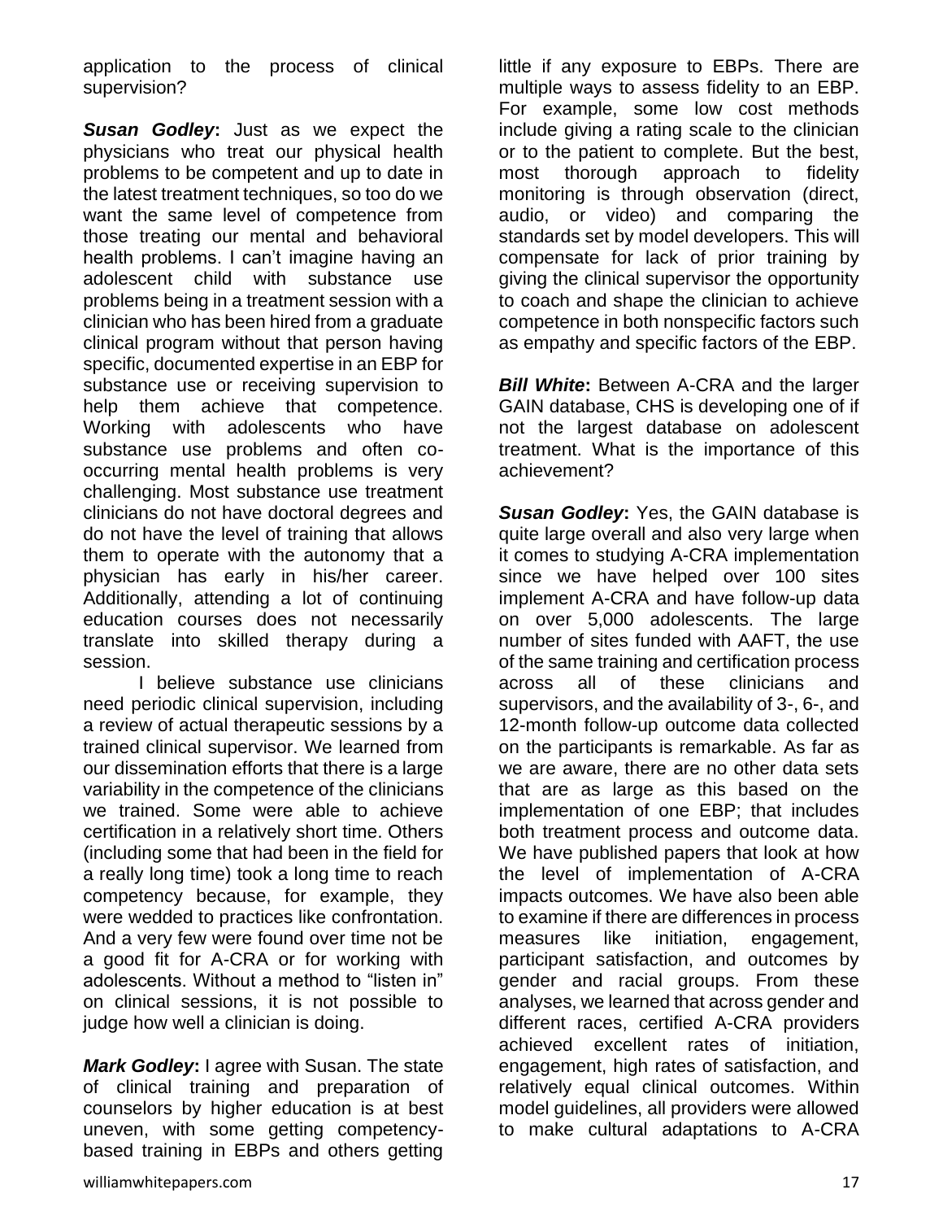application to the process of clinical supervision?

***Susan Godley*:** Just as we expect the physicians who treat our physical health problems to be competent and up to date in the latest treatment techniques, so too do we want the same level of competence from those treating our mental and behavioral health problems. I can't imagine having an adolescent child with substance use problems being in a treatment session with a clinician who has been hired from a graduate clinical program without that person having specific, documented expertise in an EBP for substance use or receiving supervision to help them achieve that competence. Working with adolescents who have substance use problems and often co-occurring mental health problems is very challenging. Most substance use treatment clinicians do not have doctoral degrees and do not have the level of training that allows them to operate with the autonomy that a physician has early in his/her career. Additionally, attending a lot of continuing education courses does not necessarily translate into skilled therapy during a session.

I believe substance use clinicians need periodic clinical supervision, including a review of actual therapeutic sessions by a trained clinical supervisor. We learned from our dissemination efforts that there is a large variability in the competence of the clinicians we trained. Some were able to achieve certification in a relatively short time. Others (including some that had been in the field for a really long time) took a long time to reach competency because, for example, they were wedded to practices like confrontation. And a very few were found over time not be a good fit for A-CRA or for working with adolescents. Without a method to "listen in" on clinical sessions, it is not possible to judge how well a clinician is doing.

***Mark Godley*:** I agree with Susan. The state of clinical training and preparation of counselors by higher education is at best uneven, with some getting competency-based training in EBPs and others getting little if any exposure to EBPs. There are multiple ways to assess fidelity to an EBP. For example, some low cost methods include giving a rating scale to the clinician or to the patient to complete. But the best, most thorough approach to fidelity monitoring is through observation (direct, audio, or video) and comparing the standards set by model developers. This will compensate for lack of prior training by giving the clinical supervisor the opportunity to coach and shape the clinician to achieve competence in both nonspecific factors such as empathy and specific factors of the EBP.

***Bill White*:** Between A-CRA and the larger GAIN database, CHS is developing one of if not the largest database on adolescent treatment. What is the importance of this achievement?

***Susan Godley*:** Yes, the GAIN database is quite large overall and also very large when it comes to studying A-CRA implementation since we have helped over 100 sites implement A-CRA and have follow-up data on over 5,000 adolescents. The large number of sites funded with AAFT, the use of the same training and certification process across all of these clinicians and supervisors, and the availability of 3-, 6-, and 12-month follow-up outcome data collected on the participants is remarkable. As far as we are aware, there are no other data sets that are as large as this based on the implementation of one EBP; that includes both treatment process and outcome data. We have published papers that look at how the level of implementation of A-CRA impacts outcomes. We have also been able to examine if there are differences in process measures like initiation, engagement, participant satisfaction, and outcomes by gender and racial groups. From these analyses, we learned that across gender and different races, certified A-CRA providers achieved excellent rates of initiation, engagement, high rates of satisfaction, and relatively equal clinical outcomes. Within model guidelines, all providers were allowed to make cultural adaptations to A-CRA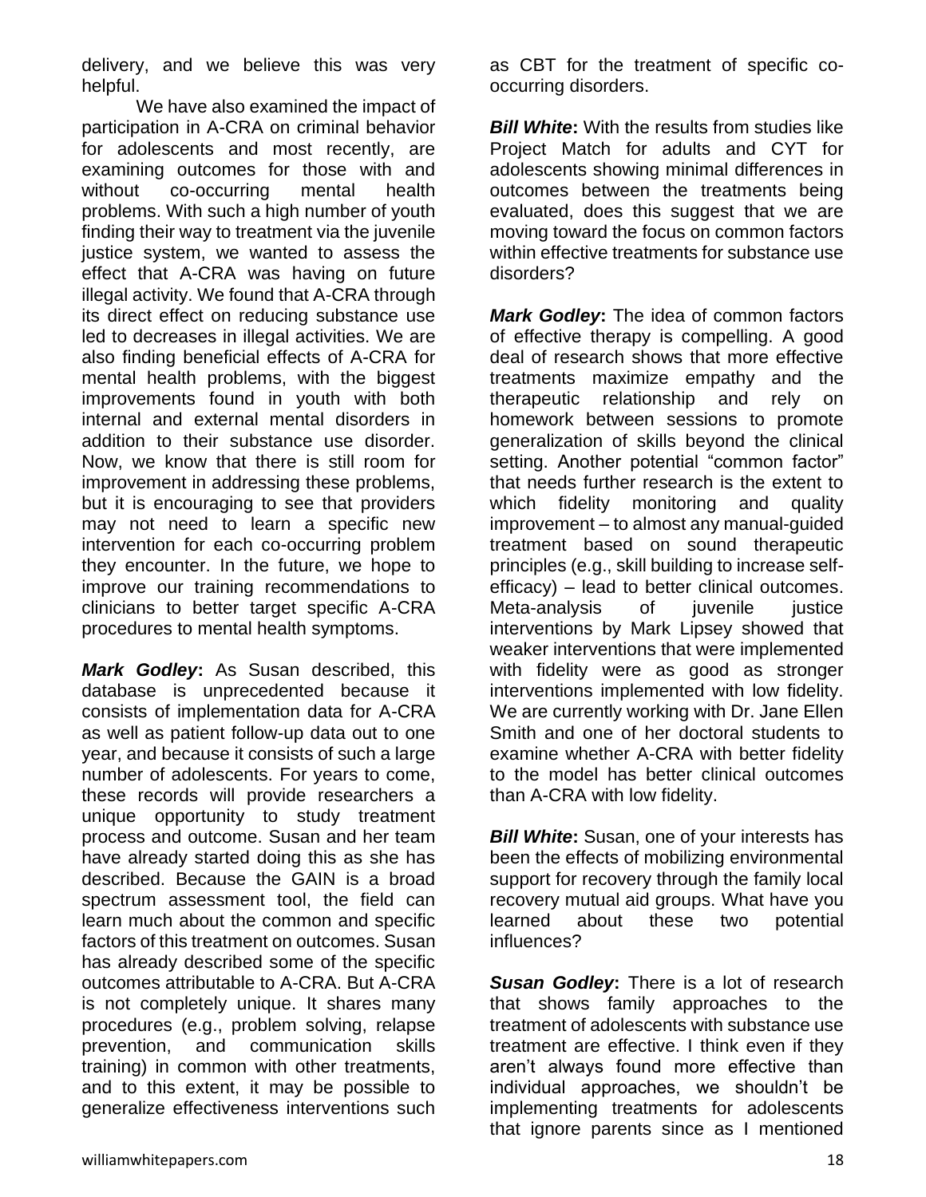delivery, and we believe this was very helpful.

We have also examined the impact of participation in A-CRA on criminal behavior for adolescents and most recently, are examining outcomes for those with and without co-occurring mental health problems. With such a high number of youth finding their way to treatment via the juvenile justice system, we wanted to assess the effect that A-CRA was having on future illegal activity. We found that A-CRA through its direct effect on reducing substance use led to decreases in illegal activities. We are also finding beneficial effects of A-CRA for mental health problems, with the biggest improvements found in youth with both internal and external mental disorders in addition to their substance use disorder. Now, we know that there is still room for improvement in addressing these problems, but it is encouraging to see that providers may not need to learn a specific new intervention for each co-occurring problem they encounter. In the future, we hope to improve our training recommendations to clinicians to better target specific A-CRA procedures to mental health symptoms.

***Mark Godley*:** As Susan described, this database is unprecedented because it consists of implementation data for A-CRA as well as patient follow-up data out to one year, and because it consists of such a large number of adolescents. For years to come, these records will provide researchers a unique opportunity to study treatment process and outcome. Susan and her team have already started doing this as she has described. Because the GAIN is a broad spectrum assessment tool, the field can learn much about the common and specific factors of this treatment on outcomes. Susan has already described some of the specific outcomes attributable to A-CRA. But A-CRA is not completely unique. It shares many procedures (e.g., problem solving, relapse prevention, and communication skills training) in common with other treatments, and to this extent, it may be possible to generalize effectiveness interventions such as CBT for the treatment of specific co-occurring disorders.

***Bill White*:** With the results from studies like Project Match for adults and CYT for adolescents showing minimal differences in outcomes between the treatments being evaluated, does this suggest that we are moving toward the focus on common factors within effective treatments for substance use disorders?

***Mark Godley*:** The idea of common factors of effective therapy is compelling. A good deal of research shows that more effective treatments maximize empathy and the therapeutic relationship and rely on homework between sessions to promote generalization of skills beyond the clinical setting. Another potential "common factor" that needs further research is the extent to which fidelity monitoring and quality improvement – to almost any manual-guided treatment based on sound therapeutic principles (e.g., skill building to increase self-efficacy) – lead to better clinical outcomes. Meta-analysis of juvenile justice interventions by Mark Lipsey showed that weaker interventions that were implemented with fidelity were as good as stronger interventions implemented with low fidelity. We are currently working with Dr. Jane Ellen Smith and one of her doctoral students to examine whether A-CRA with better fidelity to the model has better clinical outcomes than A-CRA with low fidelity.

***Bill White*:** Susan, one of your interests has been the effects of mobilizing environmental support for recovery through the family local recovery mutual aid groups. What have you learned about these two potential influences?

***Susan Godley*:** There is a lot of research that shows family approaches to the treatment of adolescents with substance use treatment are effective. I think even if they aren't always found more effective than individual approaches, we shouldn't be implementing treatments for adolescents that ignore parents since as I mentioned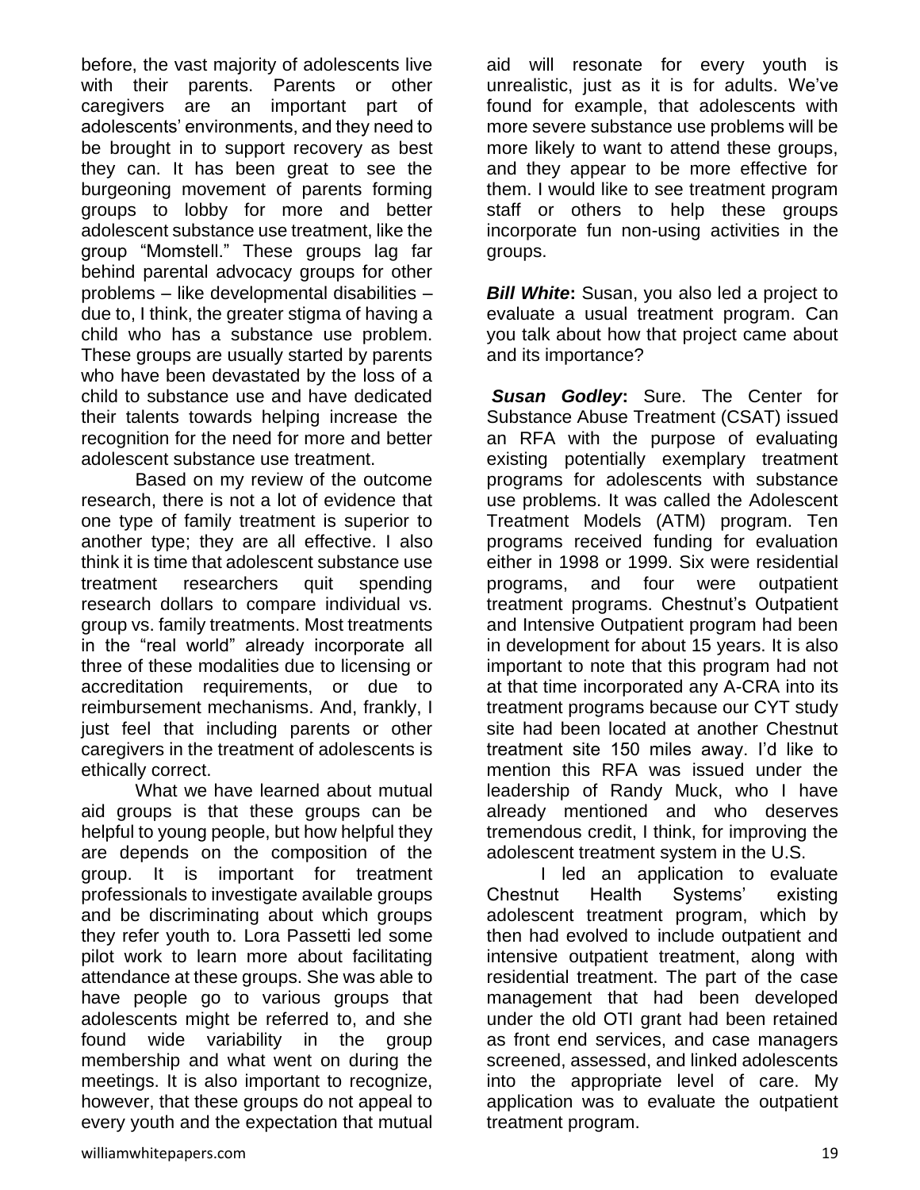before, the vast majority of adolescents live with their parents. Parents or other caregivers are an important part of adolescents' environments, and they need to be brought in to support recovery as best they can. It has been great to see the burgeoning movement of parents forming groups to lobby for more and better adolescent substance use treatment, like the group "Momstell." These groups lag far behind parental advocacy groups for other problems – like developmental disabilities – due to, I think, the greater stigma of having a child who has a substance use problem. These groups are usually started by parents who have been devastated by the loss of a child to substance use and have dedicated their talents towards helping increase the recognition for the need for more and better adolescent substance use treatment.

Based on my review of the outcome research, there is not a lot of evidence that one type of family treatment is superior to another type; they are all effective. I also think it is time that adolescent substance use treatment researchers quit spending research dollars to compare individual vs. group vs. family treatments. Most treatments in the "real world" already incorporate all three of these modalities due to licensing or accreditation requirements, or due to reimbursement mechanisms. And, frankly, I just feel that including parents or other caregivers in the treatment of adolescents is ethically correct.

What we have learned about mutual aid groups is that these groups can be helpful to young people, but how helpful they are depends on the composition of the group. It is important for treatment professionals to investigate available groups and be discriminating about which groups they refer youth to. Lora Passetti led some pilot work to learn more about facilitating attendance at these groups. She was able to have people go to various groups that adolescents might be referred to, and she found wide variability in the group membership and what went on during the meetings. It is also important to recognize, however, that these groups do not appeal to every youth and the expectation that mutual aid will resonate for every youth is unrealistic, just as it is for adults. We've found for example, that adolescents with more severe substance use problems will be more likely to want to attend these groups, and they appear to be more effective for them. I would like to see treatment program staff or others to help these groups incorporate fun non-using activities in the groups.

***Bill White*:** Susan, you also led a project to evaluate a usual treatment program. Can you talk about how that project came about and its importance?

***Susan Godley*:** Sure. The Center for Substance Abuse Treatment (CSAT) issued an RFA with the purpose of evaluating existing potentially exemplary treatment programs for adolescents with substance use problems. It was called the Adolescent Treatment Models (ATM) program. Ten programs received funding for evaluation either in 1998 or 1999. Six were residential programs, and four were outpatient treatment programs. Chestnut's Outpatient and Intensive Outpatient program had been in development for about 15 years. It is also important to note that this program had not at that time incorporated any A-CRA into its treatment programs because our CYT study site had been located at another Chestnut treatment site 150 miles away. I'd like to mention this RFA was issued under the leadership of Randy Muck, who I have already mentioned and who deserves tremendous credit, I think, for improving the adolescent treatment system in the U.S.

I led an application to evaluate Chestnut Health Systems' existing adolescent treatment program, which by then had evolved to include outpatient and intensive outpatient treatment, along with residential treatment. The part of the case management that had been developed under the old OTI grant had been retained as front end services, and case managers screened, assessed, and linked adolescents into the appropriate level of care. My application was to evaluate the outpatient treatment program.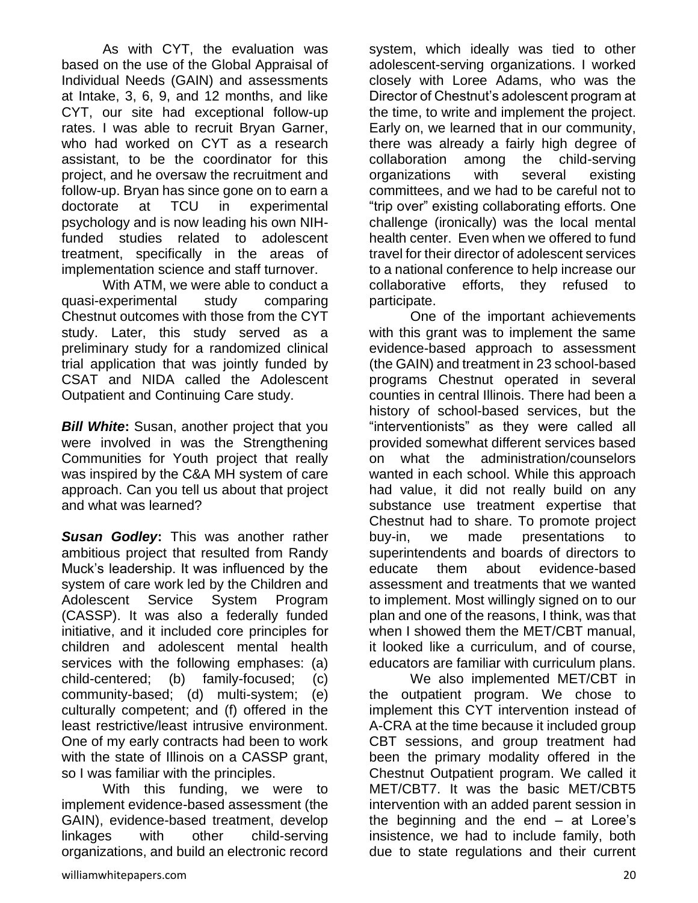As with CYT, the evaluation was based on the use of the Global Appraisal of Individual Needs (GAIN) and assessments at Intake, 3, 6, 9, and 12 months, and like CYT, our site had exceptional follow-up rates. I was able to recruit Bryan Garner, who had worked on CYT as a research assistant, to be the coordinator for this project, and he oversaw the recruitment and follow-up. Bryan has since gone on to earn a doctorate at TCU in experimental psychology and is now leading his own NIH-funded studies related to adolescent treatment, specifically in the areas of implementation science and staff turnover.

With ATM, we were able to conduct a quasi-experimental study comparing Chestnut outcomes with those from the CYT study. Later, this study served as a preliminary study for a randomized clinical trial application that was jointly funded by CSAT and NIDA called the Adolescent Outpatient and Continuing Care study.

***Bill White*:** Susan, another project that you were involved in was the Strengthening Communities for Youth project that really was inspired by the C&A MH system of care approach. Can you tell us about that project and what was learned?

***Susan Godley*:** This was another rather ambitious project that resulted from Randy Muck's leadership. It was influenced by the system of care work led by the Children and Adolescent Service System Program (CASSP). It was also a federally funded initiative, and it included core principles for children and adolescent mental health services with the following emphases: (a) child-centered; (b) family-focused; (c) community-based; (d) multi-system; (e) culturally competent; and (f) offered in the least restrictive/least intrusive environment. One of my early contracts had been to work with the state of Illinois on a CASSP grant, so I was familiar with the principles.

With this funding, we were to implement evidence-based assessment (the GAIN), evidence-based treatment, develop linkages with other child-serving organizations, and build an electronic record system, which ideally was tied to other adolescent-serving organizations. I worked closely with Loree Adams, who was the Director of Chestnut's adolescent program at the time, to write and implement the project. Early on, we learned that in our community, there was already a fairly high degree of collaboration among the child-serving organizations with several existing committees, and we had to be careful not to "trip over" existing collaborating efforts. One challenge (ironically) was the local mental health center. Even when we offered to fund travel for their director of adolescent services to a national conference to help increase our collaborative efforts, they refused to participate.

One of the important achievements with this grant was to implement the same evidence-based approach to assessment (the GAIN) and treatment in 23 school-based programs Chestnut operated in several counties in central Illinois. There had been a history of school-based services, but the "interventionists" as they were called all provided somewhat different services based on what the administration/counselors wanted in each school. While this approach had value, it did not really build on any substance use treatment expertise that Chestnut had to share. To promote project buy-in, we made presentations to superintendents and boards of directors to educate them about evidence-based assessment and treatments that we wanted to implement. Most willingly signed on to our plan and one of the reasons, I think, was that when I showed them the MET/CBT manual, it looked like a curriculum, and of course, educators are familiar with curriculum plans.

We also implemented MET/CBT in the outpatient program. We chose to implement this CYT intervention instead of A-CRA at the time because it included group CBT sessions, and group treatment had been the primary modality offered in the Chestnut Outpatient program. We called it MET/CBT7. It was the basic MET/CBT5 intervention with an added parent session in the beginning and the end – at Loree's insistence, we had to include family, both due to state regulations and their current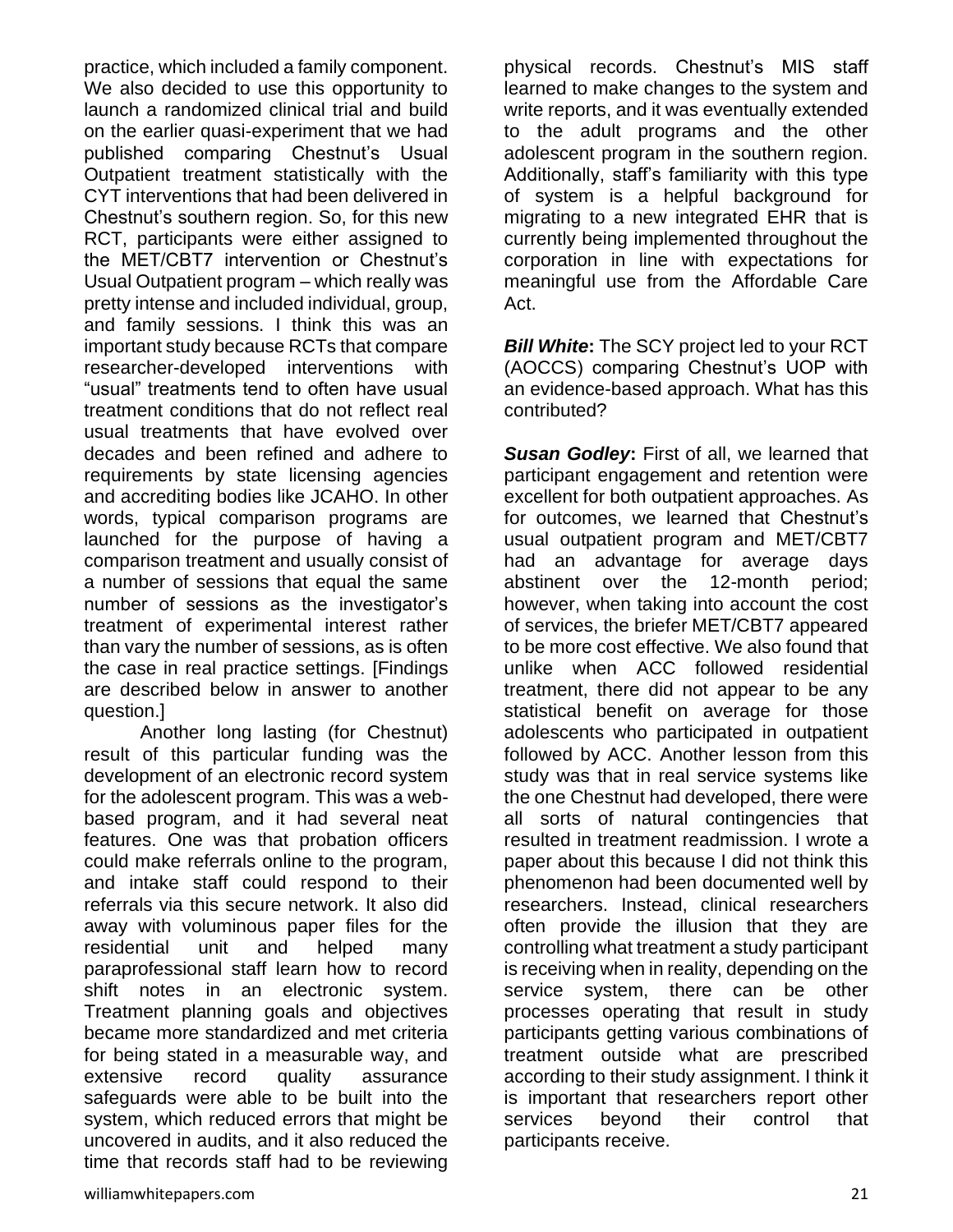practice, which included a family component. We also decided to use this opportunity to launch a randomized clinical trial and build on the earlier quasi-experiment that we had published comparing Chestnut's Usual Outpatient treatment statistically with the CYT interventions that had been delivered in Chestnut's southern region. So, for this new RCT, participants were either assigned to the MET/CBT7 intervention or Chestnut's Usual Outpatient program – which really was pretty intense and included individual, group, and family sessions. I think this was an important study because RCTs that compare researcher-developed interventions with "usual" treatments tend to often have usual treatment conditions that do not reflect real usual treatments that have evolved over decades and been refined and adhere to requirements by state licensing agencies and accrediting bodies like JCAHO. In other words, typical comparison programs are launched for the purpose of having a comparison treatment and usually consist of a number of sessions that equal the same number of sessions as the investigator's treatment of experimental interest rather than vary the number of sessions, as is often the case in real practice settings. [Findings are described below in answer to another question.]

Another long lasting (for Chestnut) result of this particular funding was the development of an electronic record system for the adolescent program. This was a web-based program, and it had several neat features. One was that probation officers could make referrals online to the program, and intake staff could respond to their referrals via this secure network. It also did away with voluminous paper files for the residential unit and helped many paraprofessional staff learn how to record shift notes in an electronic system. Treatment planning goals and objectives became more standardized and met criteria for being stated in a measurable way, and extensive record quality assurance safeguards were able to be built into the system, which reduced errors that might be uncovered in audits, and it also reduced the time that records staff had to be reviewing physical records. Chestnut's MIS staff learned to make changes to the system and write reports, and it was eventually extended to the adult programs and the other adolescent program in the southern region. Additionally, staff's familiarity with this type of system is a helpful background for migrating to a new integrated EHR that is currently being implemented throughout the corporation in line with expectations for meaningful use from the Affordable Care Act.

***Bill White*:** The SCY project led to your RCT (AOCCS) comparing Chestnut's UOP with an evidence-based approach. What has this contributed?

***Susan Godley*:** First of all, we learned that participant engagement and retention were excellent for both outpatient approaches. As for outcomes, we learned that Chestnut's usual outpatient program and MET/CBT7 had an advantage for average days abstinent over the 12-month period; however, when taking into account the cost of services, the briefer MET/CBT7 appeared to be more cost effective. We also found that unlike when ACC followed residential treatment, there did not appear to be any statistical benefit on average for those adolescents who participated in outpatient followed by ACC. Another lesson from this study was that in real service systems like the one Chestnut had developed, there were all sorts of natural contingencies that resulted in treatment readmission. I wrote a paper about this because I did not think this phenomenon had been documented well by researchers. Instead, clinical researchers often provide the illusion that they are controlling what treatment a study participant is receiving when in reality, depending on the service system, there can be other processes operating that result in study participants getting various combinations of treatment outside what are prescribed according to their study assignment. I think it is important that researchers report other services beyond their control that participants receive.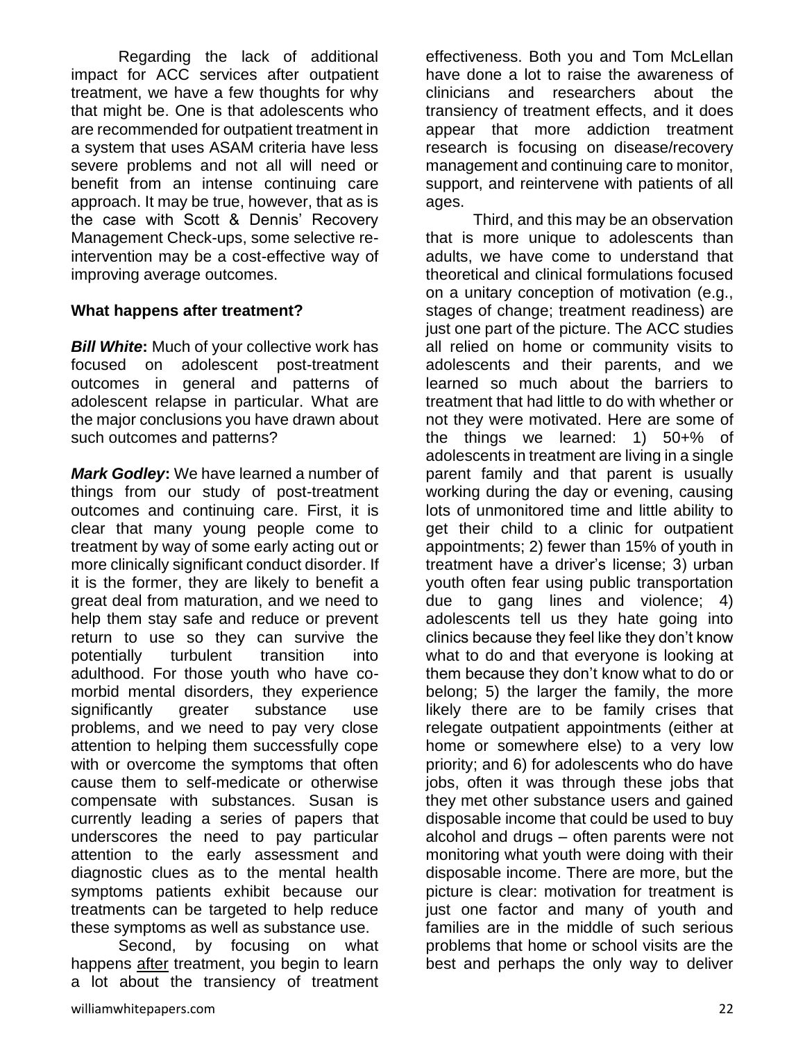Regarding the lack of additional impact for ACC services after outpatient treatment, we have a few thoughts for why that might be. One is that adolescents who are recommended for outpatient treatment in a system that uses ASAM criteria have less severe problems and not all will need or benefit from an intense continuing care approach. It may be true, however, that as is the case with Scott & Dennis' Recovery Management Check-ups, some selective re-intervention may be a cost-effective way of improving average outcomes.

**What happens after treatment?**

***Bill White*:** Much of your collective work has focused on adolescent post-treatment outcomes in general and patterns of adolescent relapse in particular. What are the major conclusions you have drawn about such outcomes and patterns?

***Mark Godley*:** We have learned a number of things from our study of post-treatment outcomes and continuing care. First, it is clear that many young people come to treatment by way of some early acting out or more clinically significant conduct disorder. If it is the former, they are likely to benefit a great deal from maturation, and we need to help them stay safe and reduce or prevent return to use so they can survive the potentially turbulent transition into adulthood. For those youth who have co-morbid mental disorders, they experience significantly greater substance use problems, and we need to pay very close attention to helping them successfully cope with or overcome the symptoms that often cause them to self-medicate or otherwise compensate with substances. Susan is currently leading a series of papers that underscores the need to pay particular attention to the early assessment and diagnostic clues as to the mental health symptoms patients exhibit because our treatments can be targeted to help reduce these symptoms as well as substance use.

Second, by focusing on what happens <u>after</u> treatment, you begin to learn a lot about the transiency of treatment effectiveness. Both you and Tom McLellan have done a lot to raise the awareness of clinicians and researchers about the transiency of treatment effects, and it does appear that more addiction treatment research is focusing on disease/recovery management and continuing care to monitor, support, and reintervene with patients of all ages.

Third, and this may be an observation that is more unique to adolescents than adults, we have come to understand that theoretical and clinical formulations focused on a unitary conception of motivation (e.g., stages of change; treatment readiness) are just one part of the picture. The ACC studies all relied on home or community visits to adolescents and their parents, and we learned so much about the barriers to treatment that had little to do with whether or not they were motivated. Here are some of the things we learned: 1) 50+% of adolescents in treatment are living in a single parent family and that parent is usually working during the day or evening, causing lots of unmonitored time and little ability to get their child to a clinic for outpatient appointments; 2) fewer than 15% of youth in treatment have a driver's license; 3) urban youth often fear using public transportation due to gang lines and violence; 4) adolescents tell us they hate going into clinics because they feel like they don't know what to do and that everyone is looking at them because they don't know what to do or belong; 5) the larger the family, the more likely there are to be family crises that relegate outpatient appointments (either at home or somewhere else) to a very low priority; and 6) for adolescents who do have jobs, often it was through these jobs that they met other substance users and gained disposable income that could be used to buy alcohol and drugs – often parents were not monitoring what youth were doing with their disposable income. There are more, but the picture is clear: motivation for treatment is just one factor and many of youth and families are in the middle of such serious problems that home or school visits are the best and perhaps the only way to deliver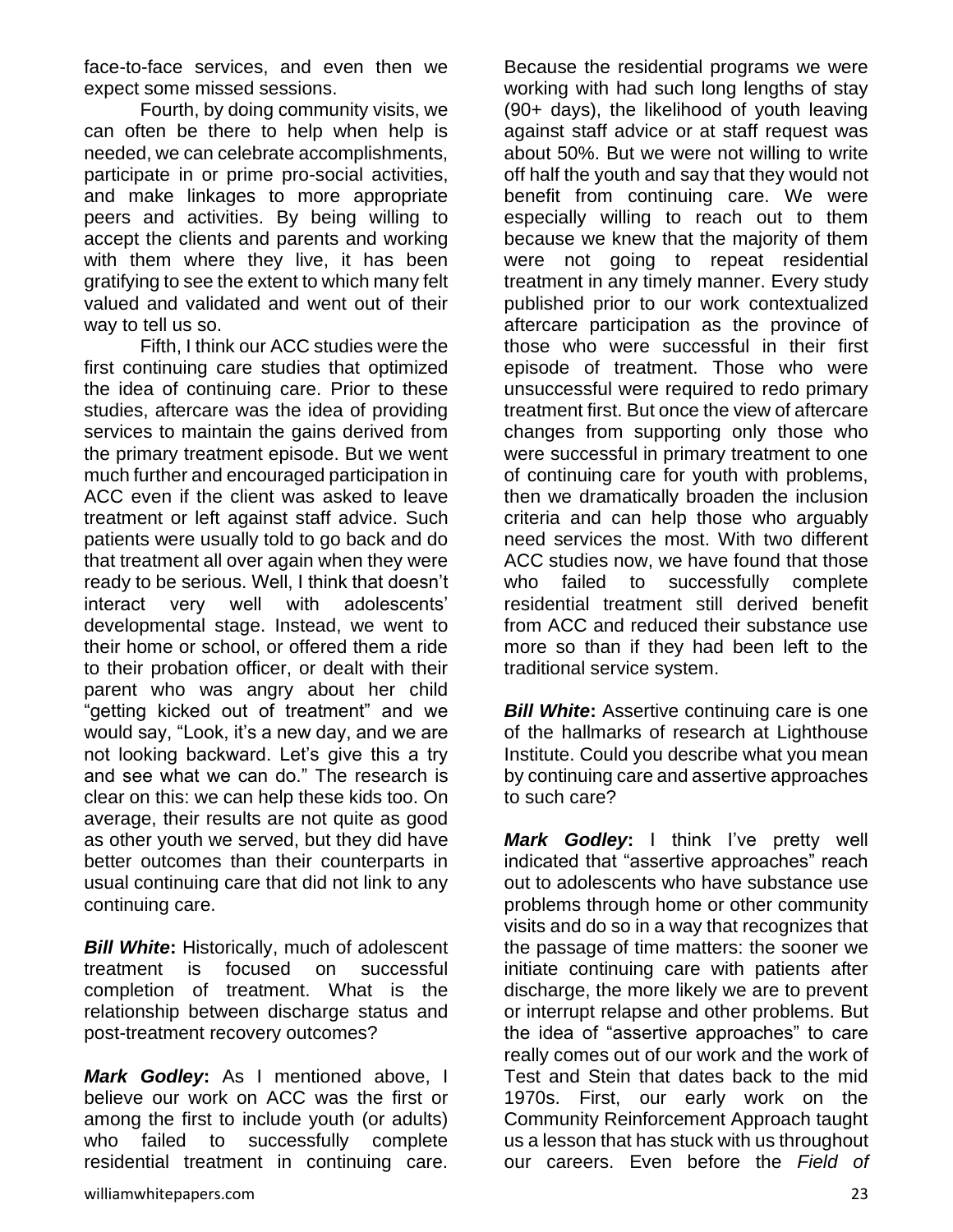face-to-face services, and even then we expect some missed sessions.

Fourth, by doing community visits, we can often be there to help when help is needed, we can celebrate accomplishments, participate in or prime pro-social activities, and make linkages to more appropriate peers and activities. By being willing to accept the clients and parents and working with them where they live, it has been gratifying to see the extent to which many felt valued and validated and went out of their way to tell us so.

Fifth, I think our ACC studies were the first continuing care studies that optimized the idea of continuing care. Prior to these studies, aftercare was the idea of providing services to maintain the gains derived from the primary treatment episode. But we went much further and encouraged participation in ACC even if the client was asked to leave treatment or left against staff advice. Such patients were usually told to go back and do that treatment all over again when they were ready to be serious. Well, I think that doesn't interact very well with adolescents' developmental stage. Instead, we went to their home or school, or offered them a ride to their probation officer, or dealt with their parent who was angry about her child "getting kicked out of treatment" and we would say, "Look, it's a new day, and we are not looking backward. Let's give this a try and see what we can do." The research is clear on this: we can help these kids too. On average, their results are not quite as good as other youth we served, but they did have better outcomes than their counterparts in usual continuing care that did not link to any continuing care.

***Bill White*:** Historically, much of adolescent treatment is focused on successful completion of treatment. What is the relationship between discharge status and post-treatment recovery outcomes?

***Mark Godley*:** As I mentioned above, I believe our work on ACC was the first or among the first to include youth (or adults) who failed to successfully complete residential treatment in continuing care. Because the residential programs we were working with had such long lengths of stay (90+ days), the likelihood of youth leaving against staff advice or at staff request was about 50%. But we were not willing to write off half the youth and say that they would not benefit from continuing care. We were especially willing to reach out to them because we knew that the majority of them were not going to repeat residential treatment in any timely manner. Every study published prior to our work contextualized aftercare participation as the province of those who were successful in their first episode of treatment. Those who were unsuccessful were required to redo primary treatment first. But once the view of aftercare changes from supporting only those who were successful in primary treatment to one of continuing care for youth with problems, then we dramatically broaden the inclusion criteria and can help those who arguably need services the most. With two different ACC studies now, we have found that those who failed to successfully complete residential treatment still derived benefit from ACC and reduced their substance use more so than if they had been left to the traditional service system.

***Bill White*:** Assertive continuing care is one of the hallmarks of research at Lighthouse Institute. Could you describe what you mean by continuing care and assertive approaches to such care?

***Mark Godley*:** I think I've pretty well indicated that "assertive approaches" reach out to adolescents who have substance use problems through home or other community visits and do so in a way that recognizes that the passage of time matters: the sooner we initiate continuing care with patients after discharge, the more likely we are to prevent or interrupt relapse and other problems. But the idea of "assertive approaches" to care really comes out of our work and the work of Test and Stein that dates back to the mid 1970s. First, our early work on the Community Reinforcement Approach taught us a lesson that has stuck with us throughout our careers. Even before the *Field of*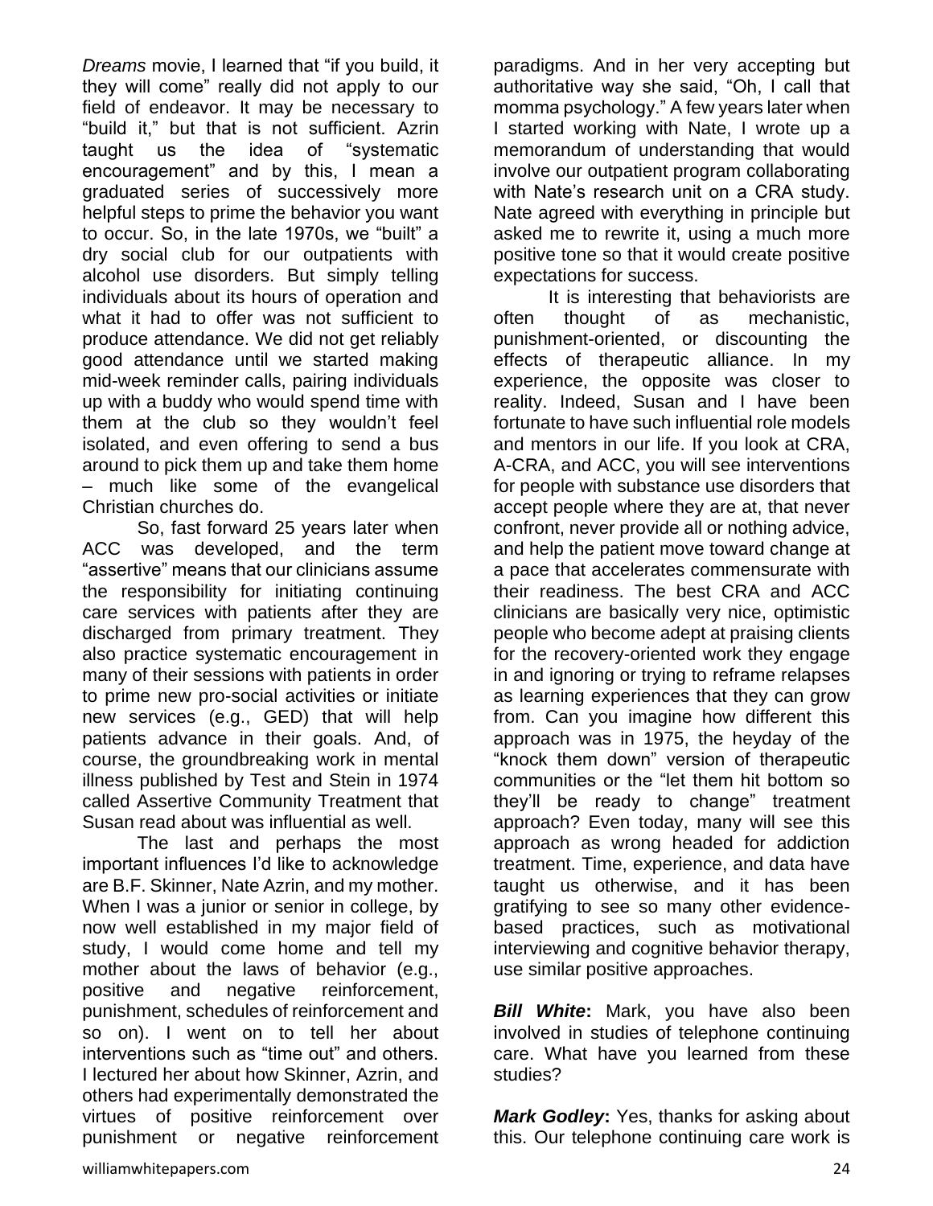*Dreams* movie, I learned that "if you build, it they will come" really did not apply to our field of endeavor. It may be necessary to "build it," but that is not sufficient. Azrin taught us the idea of "systematic encouragement" and by this, I mean a graduated series of successively more helpful steps to prime the behavior you want to occur. So, in the late 1970s, we "built" a dry social club for our outpatients with alcohol use disorders. But simply telling individuals about its hours of operation and what it had to offer was not sufficient to produce attendance. We did not get reliably good attendance until we started making mid-week reminder calls, pairing individuals up with a buddy who would spend time with them at the club so they wouldn't feel isolated, and even offering to send a bus around to pick them up and take them home – much like some of the evangelical Christian churches do.

So, fast forward 25 years later when ACC was developed, and the term "assertive" means that our clinicians assume the responsibility for initiating continuing care services with patients after they are discharged from primary treatment. They also practice systematic encouragement in many of their sessions with patients in order to prime new pro-social activities or initiate new services (e.g., GED) that will help patients advance in their goals. And, of course, the groundbreaking work in mental illness published by Test and Stein in 1974 called Assertive Community Treatment that Susan read about was influential as well.

The last and perhaps the most important influences I'd like to acknowledge are B.F. Skinner, Nate Azrin, and my mother. When I was a junior or senior in college, by now well established in my major field of study, I would come home and tell my mother about the laws of behavior (e.g., positive and negative reinforcement, punishment, schedules of reinforcement and so on). I went on to tell her about interventions such as "time out" and others. I lectured her about how Skinner, Azrin, and others had experimentally demonstrated the virtues of positive reinforcement over punishment or negative reinforcement paradigms. And in her very accepting but authoritative way she said, "Oh, I call that momma psychology." A few years later when I started working with Nate, I wrote up a memorandum of understanding that would involve our outpatient program collaborating with Nate's research unit on a CRA study. Nate agreed with everything in principle but asked me to rewrite it, using a much more positive tone so that it would create positive expectations for success.

It is interesting that behaviorists are often thought of as mechanistic, punishment-oriented, or discounting the effects of therapeutic alliance. In my experience, the opposite was closer to reality. Indeed, Susan and I have been fortunate to have such influential role models and mentors in our life. If you look at CRA, A-CRA, and ACC, you will see interventions for people with substance use disorders that accept people where they are at, that never confront, never provide all or nothing advice, and help the patient move toward change at a pace that accelerates commensurate with their readiness. The best CRA and ACC clinicians are basically very nice, optimistic people who become adept at praising clients for the recovery-oriented work they engage in and ignoring or trying to reframe relapses as learning experiences that they can grow from. Can you imagine how different this approach was in 1975, the heyday of the "knock them down" version of therapeutic communities or the "let them hit bottom so they'll be ready to change" treatment approach? Even today, many will see this approach as wrong headed for addiction treatment. Time, experience, and data have taught us otherwise, and it has been gratifying to see so many other evidence-based practices, such as motivational interviewing and cognitive behavior therapy, use similar positive approaches.

***Bill White*:** Mark, you have also been involved in studies of telephone continuing care. What have you learned from these studies?

***Mark Godley*:** Yes, thanks for asking about this. Our telephone continuing care work is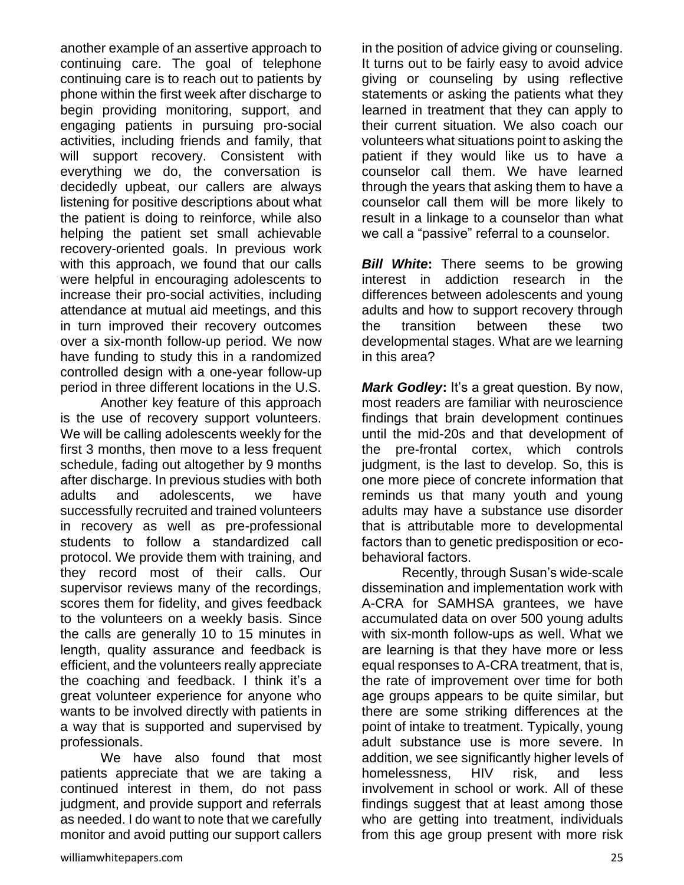another example of an assertive approach to continuing care. The goal of telephone continuing care is to reach out to patients by phone within the first week after discharge to begin providing monitoring, support, and engaging patients in pursuing pro-social activities, including friends and family, that will support recovery. Consistent with everything we do, the conversation is decidedly upbeat, our callers are always listening for positive descriptions about what the patient is doing to reinforce, while also helping the patient set small achievable recovery-oriented goals. In previous work with this approach, we found that our calls were helpful in encouraging adolescents to increase their pro-social activities, including attendance at mutual aid meetings, and this in turn improved their recovery outcomes over a six-month follow-up period. We now have funding to study this in a randomized controlled design with a one-year follow-up period in three different locations in the U.S.

Another key feature of this approach is the use of recovery support volunteers. We will be calling adolescents weekly for the first 3 months, then move to a less frequent schedule, fading out altogether by 9 months after discharge. In previous studies with both adults and adolescents, we have successfully recruited and trained volunteers in recovery as well as pre-professional students to follow a standardized call protocol. We provide them with training, and they record most of their calls. Our supervisor reviews many of the recordings, scores them for fidelity, and gives feedback to the volunteers on a weekly basis. Since the calls are generally 10 to 15 minutes in length, quality assurance and feedback is efficient, and the volunteers really appreciate the coaching and feedback. I think it's a great volunteer experience for anyone who wants to be involved directly with patients in a way that is supported and supervised by professionals.

We have also found that most patients appreciate that we are taking a continued interest in them, do not pass judgment, and provide support and referrals as needed. I do want to note that we carefully monitor and avoid putting our support callers in the position of advice giving or counseling. It turns out to be fairly easy to avoid advice giving or counseling by using reflective statements or asking the patients what they learned in treatment that they can apply to their current situation. We also coach our volunteers what situations point to asking the patient if they would like us to have a counselor call them. We have learned through the years that asking them to have a counselor call them will be more likely to result in a linkage to a counselor than what we call a "passive" referral to a counselor.

***Bill White*:** There seems to be growing interest in addiction research in the differences between adolescents and young adults and how to support recovery through the transition between these two developmental stages. What are we learning in this area?

***Mark Godley*:** It's a great question. By now, most readers are familiar with neuroscience findings that brain development continues until the mid-20s and that development of the pre-frontal cortex, which controls judgment, is the last to develop. So, this is one more piece of concrete information that reminds us that many youth and young adults may have a substance use disorder that is attributable more to developmental factors than to genetic predisposition or eco-behavioral factors.

Recently, through Susan's wide-scale dissemination and implementation work with A-CRA for SAMHSA grantees, we have accumulated data on over 500 young adults with six-month follow-ups as well. What we are learning is that they have more or less equal responses to A-CRA treatment, that is, the rate of improvement over time for both age groups appears to be quite similar, but there are some striking differences at the point of intake to treatment. Typically, young adult substance use is more severe. In addition, we see significantly higher levels of homelessness, HIV risk, and less involvement in school or work. All of these findings suggest that at least among those who are getting into treatment, individuals from this age group present with more risk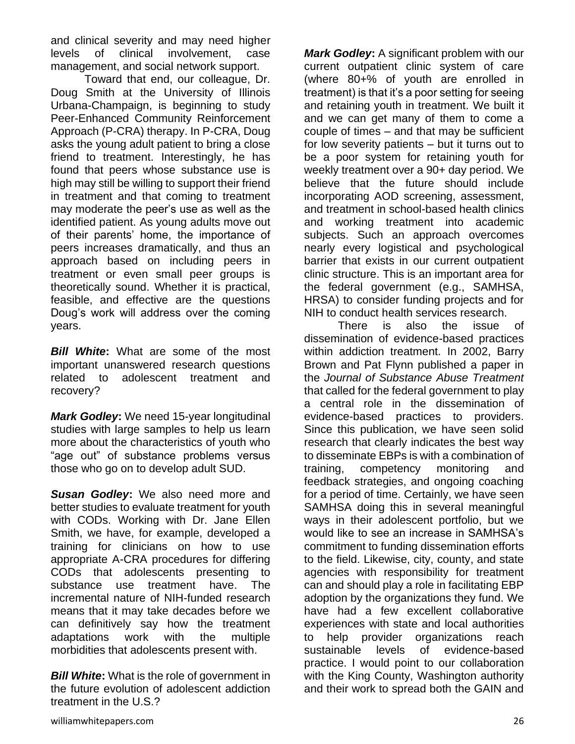and clinical severity and may need higher levels of clinical involvement, case management, and social network support.

Toward that end, our colleague, Dr. Doug Smith at the University of Illinois Urbana-Champaign, is beginning to study Peer-Enhanced Community Reinforcement Approach (P-CRA) therapy. In P-CRA, Doug asks the young adult patient to bring a close friend to treatment. Interestingly, he has found that peers whose substance use is high may still be willing to support their friend in treatment and that coming to treatment may moderate the peer's use as well as the identified patient. As young adults move out of their parents' home, the importance of peers increases dramatically, and thus an approach based on including peers in treatment or even small peer groups is theoretically sound. Whether it is practical, feasible, and effective are the questions Doug's work will address over the coming years.

***Bill White*****:** What are some of the most important unanswered research questions related to adolescent treatment and recovery?

***Mark Godley*****:** We need 15-year longitudinal studies with large samples to help us learn more about the characteristics of youth who "age out" of substance problems versus those who go on to develop adult SUD.

***Susan Godley*****:** We also need more and better studies to evaluate treatment for youth with CODs. Working with Dr. Jane Ellen Smith, we have, for example, developed a training for clinicians on how to use appropriate A-CRA procedures for differing CODs that adolescents presenting to substance use treatment have. The incremental nature of NIH-funded research means that it may take decades before we can definitively say how the treatment adaptations work with the multiple morbidities that adolescents present with.

***Bill White*****:** What is the role of government in the future evolution of adolescent addiction treatment in the U.S.?

***Mark Godley*****:** A significant problem with our current outpatient clinic system of care (where 80+% of youth are enrolled in treatment) is that it's a poor setting for seeing and retaining youth in treatment. We built it and we can get many of them to come a couple of times – and that may be sufficient for low severity patients – but it turns out to be a poor system for retaining youth for weekly treatment over a 90+ day period. We believe that the future should include incorporating AOD screening, assessment, and treatment in school-based health clinics and working treatment into academic subjects. Such an approach overcomes nearly every logistical and psychological barrier that exists in our current outpatient clinic structure. This is an important area for the federal government (e.g., SAMHSA, HRSA) to consider funding projects and for NIH to conduct health services research.

There is also the issue of dissemination of evidence-based practices within addiction treatment. In 2002, Barry Brown and Pat Flynn published a paper in the *Journal of Substance Abuse Treatment* that called for the federal government to play a central role in the dissemination of evidence-based practices to providers. Since this publication, we have seen solid research that clearly indicates the best way to disseminate EBPs is with a combination of training, competency monitoring and feedback strategies, and ongoing coaching for a period of time. Certainly, we have seen SAMHSA doing this in several meaningful ways in their adolescent portfolio, but we would like to see an increase in SAMHSA's commitment to funding dissemination efforts to the field. Likewise, city, county, and state agencies with responsibility for treatment can and should play a role in facilitating EBP adoption by the organizations they fund. We have had a few excellent collaborative experiences with state and local authorities to help provider organizations reach sustainable levels of evidence-based practice. I would point to our collaboration with the King County, Washington authority and their work to spread both the GAIN and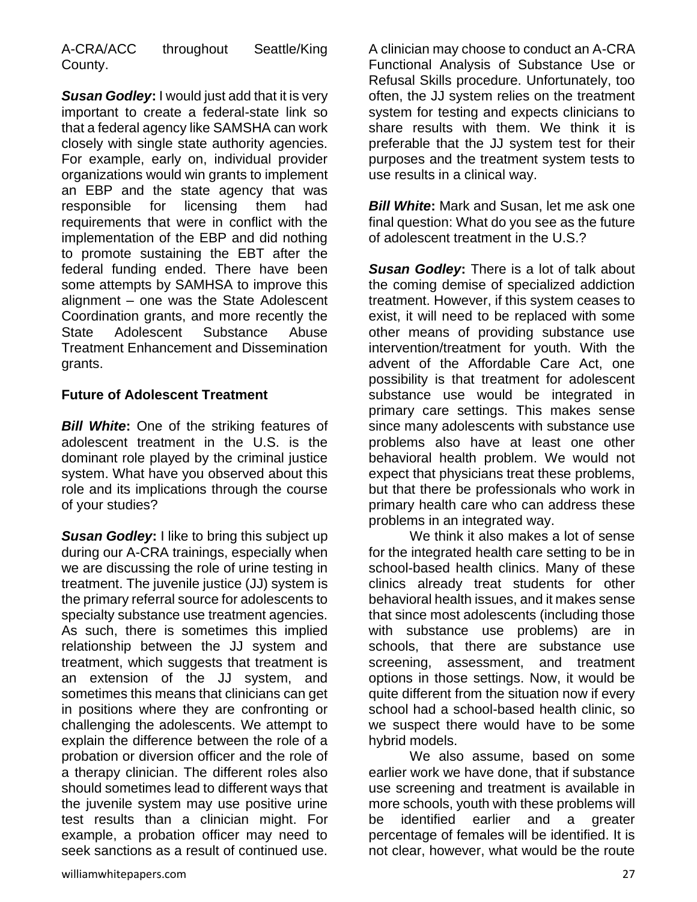A-CRA/ACC throughout Seattle/King County.

***Susan Godley*:** I would just add that it is very important to create a federal-state link so that a federal agency like SAMSHA can work closely with single state authority agencies. For example, early on, individual provider organizations would win grants to implement an EBP and the state agency that was responsible for licensing them had requirements that were in conflict with the implementation of the EBP and did nothing to promote sustaining the EBT after the federal funding ended. There have been some attempts by SAMHSA to improve this alignment – one was the State Adolescent Coordination grants, and more recently the State Adolescent Substance Abuse Treatment Enhancement and Dissemination grants.

## Future of Adolescent Treatment

***Bill White*:** One of the striking features of adolescent treatment in the U.S. is the dominant role played by the criminal justice system. What have you observed about this role and its implications through the course of your studies?

***Susan Godley*:** I like to bring this subject up during our A-CRA trainings, especially when we are discussing the role of urine testing in treatment. The juvenile justice (JJ) system is the primary referral source for adolescents to specialty substance use treatment agencies. As such, there is sometimes this implied relationship between the JJ system and treatment, which suggests that treatment is an extension of the JJ system, and sometimes this means that clinicians can get in positions where they are confronting or challenging the adolescents. We attempt to explain the difference between the role of a probation or diversion officer and the role of a therapy clinician. The different roles also should sometimes lead to different ways that the juvenile system may use positive urine test results than a clinician might. For example, a probation officer may need to seek sanctions as a result of continued use. A clinician may choose to conduct an A-CRA Functional Analysis of Substance Use or Refusal Skills procedure. Unfortunately, too often, the JJ system relies on the treatment system for testing and expects clinicians to share results with them. We think it is preferable that the JJ system test for their purposes and the treatment system tests to use results in a clinical way.

***Bill White*:** Mark and Susan, let me ask one final question: What do you see as the future of adolescent treatment in the U.S.?

***Susan Godley*:** There is a lot of talk about the coming demise of specialized addiction treatment. However, if this system ceases to exist, it will need to be replaced with some other means of providing substance use intervention/treatment for youth. With the advent of the Affordable Care Act, one possibility is that treatment for adolescent substance use would be integrated in primary care settings. This makes sense since many adolescents with substance use problems also have at least one other behavioral health problem. We would not expect that physicians treat these problems, but that there be professionals who work in primary health care who can address these problems in an integrated way.

We think it also makes a lot of sense for the integrated health care setting to be in school-based health clinics. Many of these clinics already treat students for other behavioral health issues, and it makes sense that since most adolescents (including those with substance use problems) are in schools, that there are substance use screening, assessment, and treatment options in those settings. Now, it would be quite different from the situation now if every school had a school-based health clinic, so we suspect there would have to be some hybrid models.

We also assume, based on some earlier work we have done, that if substance use screening and treatment is available in more schools, youth with these problems will be identified earlier and a greater percentage of females will be identified. It is not clear, however, what would be the route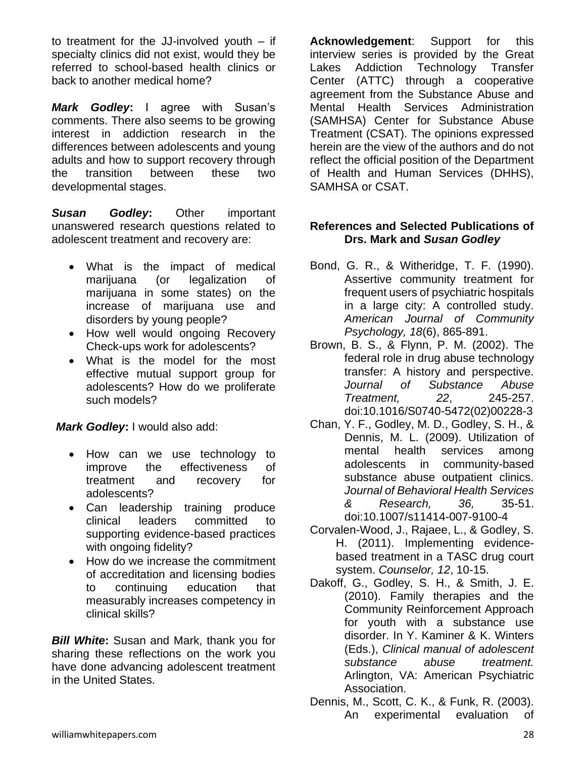to treatment for the JJ-involved youth – if specialty clinics did not exist, would they be referred to school-based health clinics or back to another medical home?

***Mark Godley*:** I agree with Susan's comments. There also seems to be growing interest in addiction research in the differences between adolescents and young adults and how to support recovery through the transition between these two developmental stages.

***Susan Godley*:** Other important unanswered research questions related to adolescent treatment and recovery are:

- What is the impact of medical marijuana (or legalization of marijuana in some states) on the increase of marijuana use and disorders by young people?
- How well would ongoing Recovery Check-ups work for adolescents?
- What is the model for the most effective mutual support group for adolescents? How do we proliferate such models?

***Mark Godley*:** I would also add:

- How can we use technology to improve the effectiveness of treatment and recovery for adolescents?
- Can leadership training produce clinical leaders committed to supporting evidence-based practices with ongoing fidelity?
- How do we increase the commitment of accreditation and licensing bodies to continuing education that measurably increases competency in clinical skills?

***Bill White*:** Susan and Mark, thank you for sharing these reflections on the work you have done advancing adolescent treatment in the United States.

**Acknowledgement**: Support for this interview series is provided by the Great Lakes Addiction Technology Transfer Center (ATTC) through a cooperative agreement from the Substance Abuse and Mental Health Services Administration (SAMHSA) Center for Substance Abuse Treatment (CSAT). The opinions expressed herein are the view of the authors and do not reflect the official position of the Department of Health and Human Services (DHHS), SAMHSA or CSAT.

**References and Selected Publications of Drs. Mark and *Susan Godley***

Bond, G. R., & Witheridge, T. F. (1990). Assertive community treatment for frequent users of psychiatric hospitals in a large city: A controlled study. *American Journal of Community Psychology, 18*(6), 865-891.

Brown, B. S., & Flynn, P. M. (2002). The federal role in drug abuse technology transfer: A history and perspective. *Journal of Substance Abuse Treatment, 22*, 245-257. doi:10.1016/S0740-5472(02)00228-3

Chan, Y. F., Godley, M. D., Godley, S. H., & Dennis, M. L. (2009). Utilization of mental health services among adolescents in community-based substance abuse outpatient clinics. *Journal of Behavioral Health Services & Research, 36,* 35-51. doi:10.1007/s11414-007-9100-4

Corvalen-Wood, J., Rajaee, L., & Godley, S. H. (2011). Implementing evidence-based treatment in a TASC drug court system. *Counselor, 12*, 10-15.

Dakoff, G., Godley, S. H., & Smith, J. E. (2010). Family therapies and the Community Reinforcement Approach for youth with a substance use disorder. In Y. Kaminer & K. Winters (Eds.), *Clinical manual of adolescent substance abuse treatment.* Arlington, VA: American Psychiatric Association.

Dennis, M., Scott, C. K., & Funk, R. (2003). An experimental evaluation of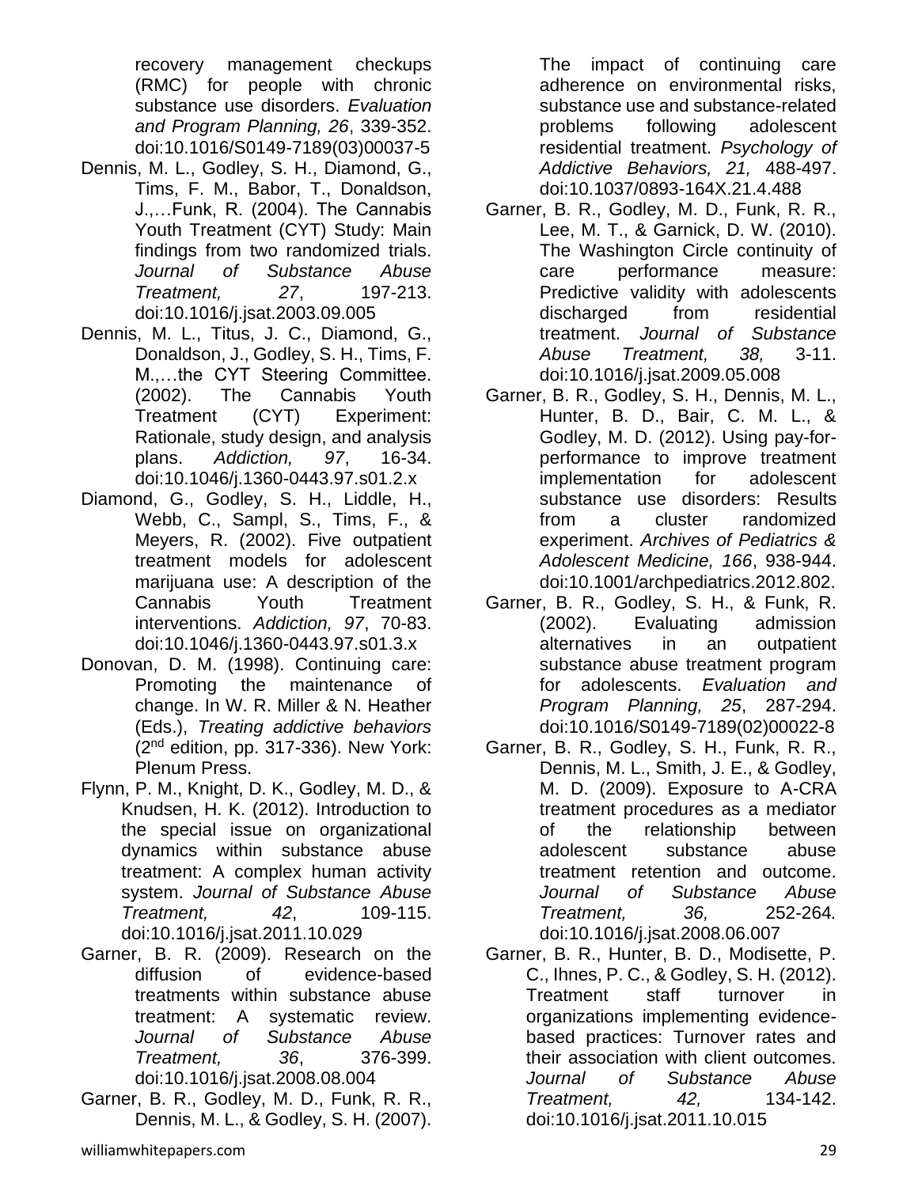recovery management checkups (RMC) for people with chronic substance use disorders. *Evaluation and Program Planning, 26*, 339-352. doi:10.1016/S0149-7189(03)00037-5

Dennis, M. L., Godley, S. H., Diamond, G., Tims, F. M., Babor, T., Donaldson, J.,…Funk, R. (2004). The Cannabis Youth Treatment (CYT) Study: Main findings from two randomized trials. *Journal of Substance Abuse Treatment, 27*, 197-213. doi:10.1016/j.jsat.2003.09.005

Dennis, M. L., Titus, J. C., Diamond, G., Donaldson, J., Godley, S. H., Tims, F. M.,…the CYT Steering Committee. (2002). The Cannabis Youth Treatment (CYT) Experiment: Rationale, study design, and analysis plans. *Addiction, 97*, 16-34. doi:10.1046/j.1360-0443.97.s01.2.x

Diamond, G., Godley, S. H., Liddle, H., Webb, C., Sampl, S., Tims, F., & Meyers, R. (2002). Five outpatient treatment models for adolescent marijuana use: A description of the Cannabis Youth Treatment interventions. *Addiction, 97*, 70-83. doi:10.1046/j.1360-0443.97.s01.3.x

Donovan, D. M. (1998). Continuing care: Promoting the maintenance of change. In W. R. Miller & N. Heather (Eds.), *Treating addictive behaviors* (2nd edition, pp. 317-336). New York: Plenum Press.

Flynn, P. M., Knight, D. K., Godley, M. D., & Knudsen, H. K. (2012). Introduction to the special issue on organizational dynamics within substance abuse treatment: A complex human activity system. *Journal of Substance Abuse Treatment, 42*, 109-115. doi:10.1016/j.jsat.2011.10.029

Garner, B. R. (2009). Research on the diffusion of evidence-based treatments within substance abuse treatment: A systematic review. *Journal of Substance Abuse Treatment, 36*, 376-399. doi:10.1016/j.jsat.2008.08.004

Garner, B. R., Godley, M. D., Funk, R. R., Dennis, M. L., & Godley, S. H. (2007). The impact of continuing care adherence on environmental risks, substance use and substance-related problems following adolescent residential treatment. *Psychology of Addictive Behaviors, 21,* 488-497. doi:10.1037/0893-164X.21.4.488

Garner, B. R., Godley, M. D., Funk, R. R., Lee, M. T., & Garnick, D. W. (2010). The Washington Circle continuity of care performance measure: Predictive validity with adolescents discharged from residential treatment. *Journal of Substance Abuse Treatment, 38,* 3-11. doi:10.1016/j.jsat.2009.05.008

Garner, B. R., Godley, S. H., Dennis, M. L., Hunter, B. D., Bair, C. M. L., & Godley, M. D. (2012). Using pay-for-performance to improve treatment implementation for adolescent substance use disorders: Results from a cluster randomized experiment. *Archives of Pediatrics & Adolescent Medicine, 166*, 938-944. doi:10.1001/archpediatrics.2012.802.

Garner, B. R., Godley, S. H., & Funk, R. (2002). Evaluating admission alternatives in an outpatient substance abuse treatment program for adolescents. *Evaluation and Program Planning, 25*, 287-294. doi:10.1016/S0149-7189(02)00022-8

Garner, B. R., Godley, S. H., Funk, R. R., Dennis, M. L., Smith, J. E., & Godley, M. D. (2009). Exposure to A-CRA treatment procedures as a mediator of the relationship between adolescent substance abuse treatment retention and outcome. *Journal of Substance Abuse Treatment, 36,* 252-264*.* doi:10.1016/j.jsat.2008.06.007

Garner, B. R., Hunter, B. D., Modisette, P. C., Ihnes, P. C., & Godley, S. H. (2012). Treatment staff turnover in organizations implementing evidence-based practices: Turnover rates and their association with client outcomes. *Journal of Substance Abuse Treatment, 42,* 134-142. doi:10.1016/j.jsat.2011.10.015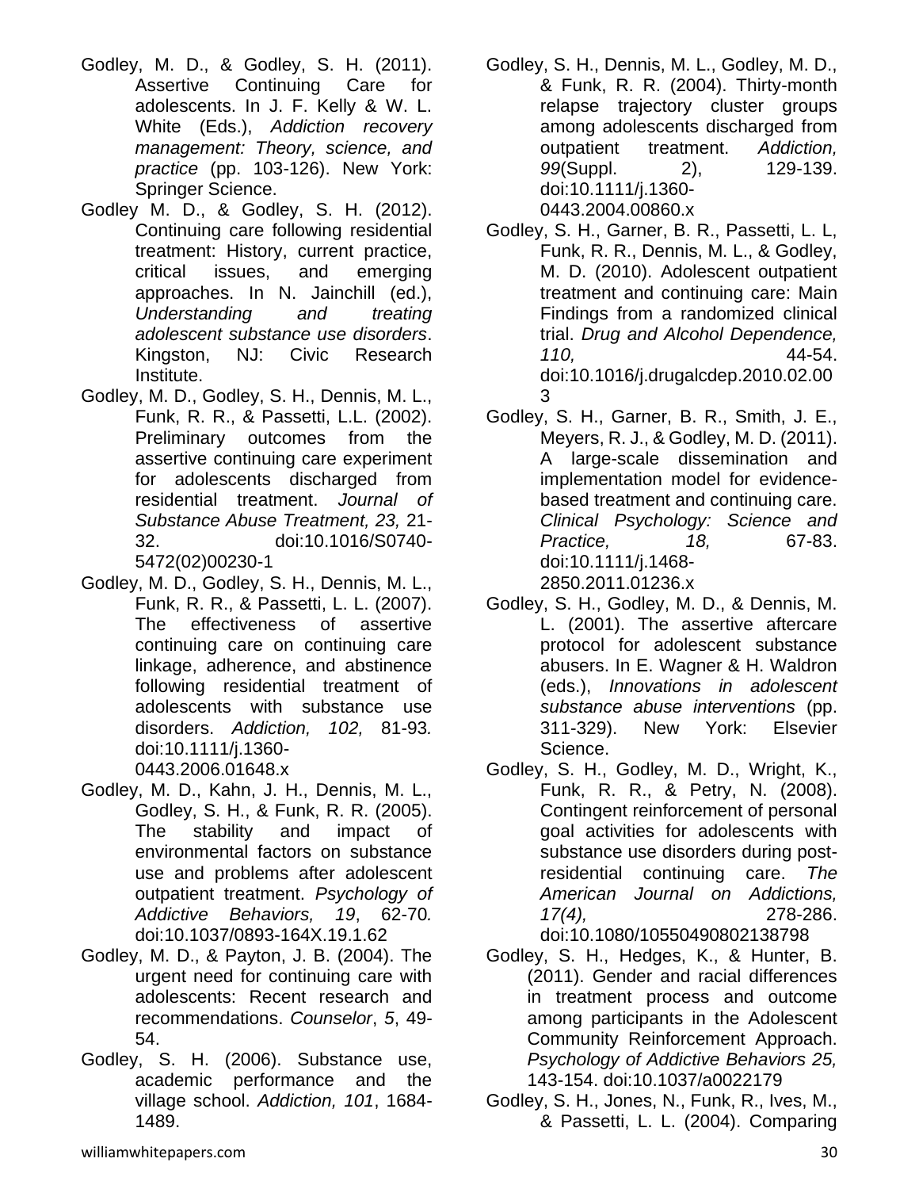Godley, M. D., & Godley, S. H. (2011). Assertive Continuing Care for adolescents. In J. F. Kelly & W. L. White (Eds.), *Addiction recovery management: Theory, science, and practice* (pp. 103-126). New York: Springer Science.

Godley M. D., & Godley, S. H. (2012). Continuing care following residential treatment: History, current practice, critical issues, and emerging approaches. In N. Jainchill (ed.), *Understanding and treating adolescent substance use disorders*. Kingston, NJ: Civic Research Institute.

Godley, M. D., Godley, S. H., Dennis, M. L., Funk, R. R., & Passetti, L.L. (2002). Preliminary outcomes from the assertive continuing care experiment for adolescents discharged from residential treatment. *Journal of Substance Abuse Treatment, 23,* 21-32. doi:10.1016/S0740-5472(02)00230-1

Godley, M. D., Godley, S. H., Dennis, M. L., Funk, R. R., & Passetti, L. L. (2007). The effectiveness of assertive continuing care on continuing care linkage, adherence, and abstinence following residential treatment of adolescents with substance use disorders. *Addiction, 102,* 81-93*.* doi:10.1111/j.1360-0443.2006.01648.x

Godley, M. D., Kahn, J. H., Dennis, M. L., Godley, S. H., & Funk, R. R. (2005). The stability and impact of environmental factors on substance use and problems after adolescent outpatient treatment. *Psychology of Addictive Behaviors, 19*, 62-70*.* doi:10.1037/0893-164X.19.1.62

Godley, M. D., & Payton, J. B. (2004). The urgent need for continuing care with adolescents: Recent research and recommendations. *Counselor*, *5*, 49-54.

Godley, S. H. (2006). Substance use, academic performance and the village school. *Addiction, 101*, 1684-1489.

Godley, S. H., Dennis, M. L., Godley, M. D., & Funk, R. R. (2004). Thirty-month relapse trajectory cluster groups among adolescents discharged from outpatient treatment. *Addiction, 99*(Suppl. 2), 129-139. doi:10.1111/j.1360-0443.2004.00860.x

Godley, S. H., Garner, B. R., Passetti, L. L, Funk, R. R., Dennis, M. L., & Godley, M. D. (2010). Adolescent outpatient treatment and continuing care: Main Findings from a randomized clinical trial. *Drug and Alcohol Dependence, 110,* 44-54. doi:10.1016/j.drugalcdep.2010.02.003

Godley, S. H., Garner, B. R., Smith, J. E., Meyers, R. J., & Godley, M. D. (2011). A large-scale dissemination and implementation model for evidence-based treatment and continuing care. *Clinical Psychology: Science and Practice, 18,* 67-83. doi:10.1111/j.1468-2850.2011.01236.x

Godley, S. H., Godley, M. D., & Dennis, M. L. (2001). The assertive aftercare protocol for adolescent substance abusers. In E. Wagner & H. Waldron (eds.), *Innovations in adolescent substance abuse interventions* (pp. 311-329). New York: Elsevier Science.

Godley, S. H., Godley, M. D., Wright, K., Funk, R. R., & Petry, N. (2008). Contingent reinforcement of personal goal activities for adolescents with substance use disorders during post-residential continuing care. *The American Journal on Addictions, 17(4),* 278-286. doi:10.1080/10550490802138798

Godley, S. H., Hedges, K., & Hunter, B. (2011). Gender and racial differences in treatment process and outcome among participants in the Adolescent Community Reinforcement Approach. *Psychology of Addictive Behaviors 25,* 143-154. doi:10.1037/a0022179

Godley, S. H., Jones, N., Funk, R., Ives, M., & Passetti, L. L. (2004). Comparing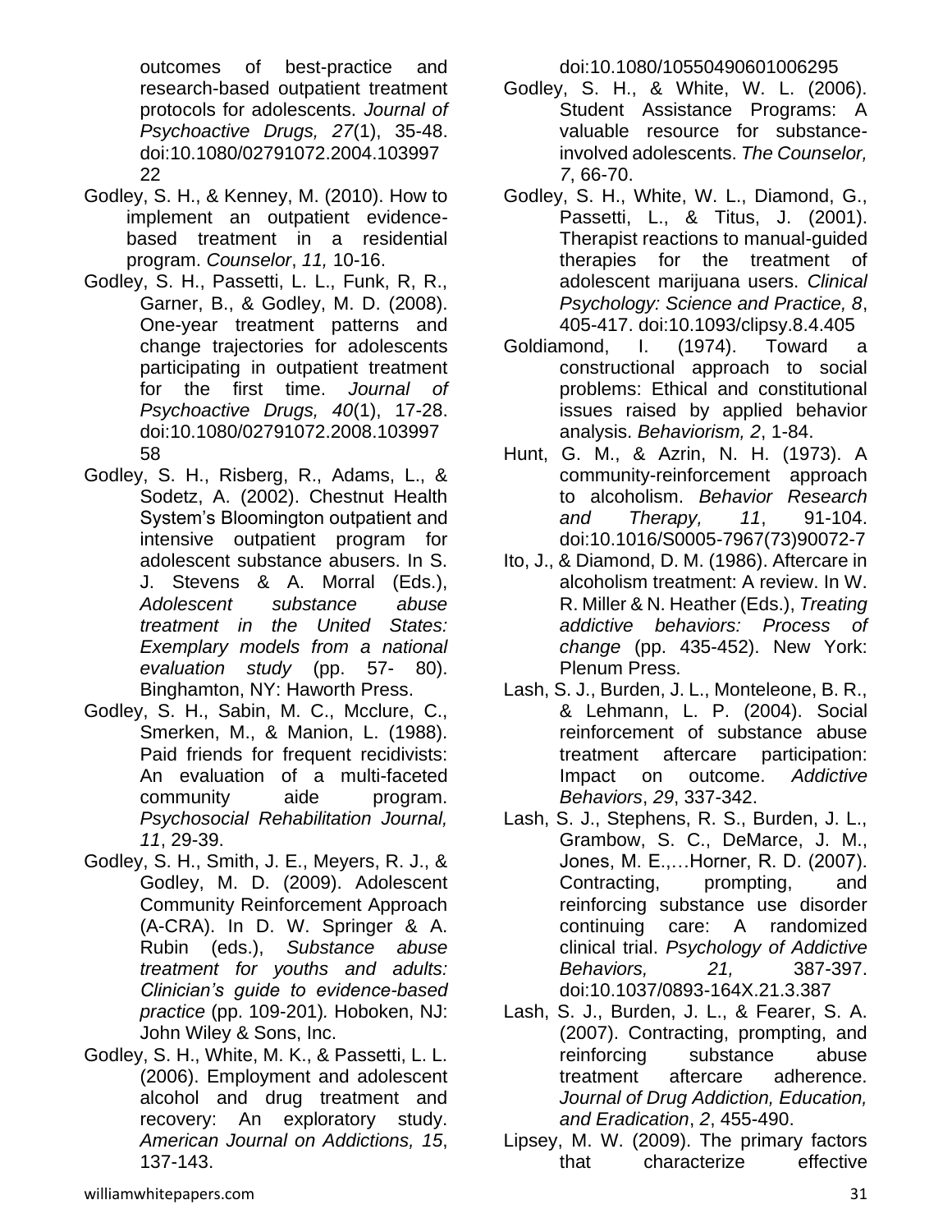outcomes of best-practice and research-based outpatient treatment protocols for adolescents. *Journal of Psychoactive Drugs, 27*(1), 35-48. doi:10.1080/02791072.2004.10399722

Godley, S. H., & Kenney, M. (2010). How to implement an outpatient evidence-based treatment in a residential program. *Counselor*, *11,* 10-16.

Godley, S. H., Passetti, L. L., Funk, R, R., Garner, B., & Godley, M. D. (2008). One-year treatment patterns and change trajectories for adolescents participating in outpatient treatment for the first time. *Journal of Psychoactive Drugs, 40*(1), 17-28. doi:10.1080/02791072.2008.10399758

Godley, S. H., Risberg, R., Adams, L., & Sodetz, A. (2002). Chestnut Health System's Bloomington outpatient and intensive outpatient program for adolescent substance abusers. In S. J. Stevens & A. Morral (Eds.), *Adolescent substance abuse treatment in the United States: Exemplary models from a national evaluation study* (pp. 57- 80). Binghamton, NY: Haworth Press.

Godley, S. H., Sabin, M. C., Mcclure, C., Smerken, M., & Manion, L. (1988). Paid friends for frequent recidivists: An evaluation of a multi-faceted community aide program. *Psychosocial Rehabilitation Journal, 11*, 29-39.

Godley, S. H., Smith, J. E., Meyers, R. J., & Godley, M. D. (2009). Adolescent Community Reinforcement Approach (A-CRA). In D. W. Springer & A. Rubin (eds.), *Substance abuse treatment for youths and adults: Clinician's guide to evidence-based practice* (pp. 109-201)*.* Hoboken, NJ: John Wiley & Sons, Inc.

Godley, S. H., White, M. K., & Passetti, L. L. (2006). Employment and adolescent alcohol and drug treatment and recovery: An exploratory study. *American Journal on Addictions, 15*, 137-143. doi:10.1080/10550490601006295

Godley, S. H., & White, W. L. (2006). Student Assistance Programs: A valuable resource for substance-involved adolescents. *The Counselor, 7*, 66-70.

Godley, S. H., White, W. L., Diamond, G., Passetti, L., & Titus, J. (2001). Therapist reactions to manual-guided therapies for the treatment of adolescent marijuana users. *Clinical Psychology: Science and Practice, 8*, 405-417. doi:10.1093/clipsy.8.4.405

Goldiamond, I. (1974). Toward a constructional approach to social problems: Ethical and constitutional issues raised by applied behavior analysis. *Behaviorism, 2*, 1-84.

Hunt, G. M., & Azrin, N. H. (1973). A community-reinforcement approach to alcoholism. *Behavior Research and Therapy, 11*, 91-104. doi:10.1016/S0005-7967(73)90072-7

Ito, J., & Diamond, D. M. (1986). Aftercare in alcoholism treatment: A review. In W. R. Miller & N. Heather (Eds.), *Treating addictive behaviors: Process of change* (pp. 435-452). New York: Plenum Press.

Lash, S. J., Burden, J. L., Monteleone, B. R., & Lehmann, L. P. (2004). Social reinforcement of substance abuse treatment aftercare participation: Impact on outcome. *Addictive Behaviors*, *29*, 337-342.

Lash, S. J., Stephens, R. S., Burden, J. L., Grambow, S. C., DeMarce, J. M., Jones, M. E.,…Horner, R. D. (2007). Contracting, prompting, and reinforcing substance use disorder continuing care: A randomized clinical trial. *Psychology of Addictive Behaviors, 21,* 387-397. doi:10.1037/0893-164X.21.3.387

Lash, S. J., Burden, J. L., & Fearer, S. A. (2007). Contracting, prompting, and reinforcing substance abuse treatment aftercare adherence. *Journal of Drug Addiction, Education, and Eradication*, *2*, 455-490.

Lipsey, M. W. (2009). The primary factors that characterize effective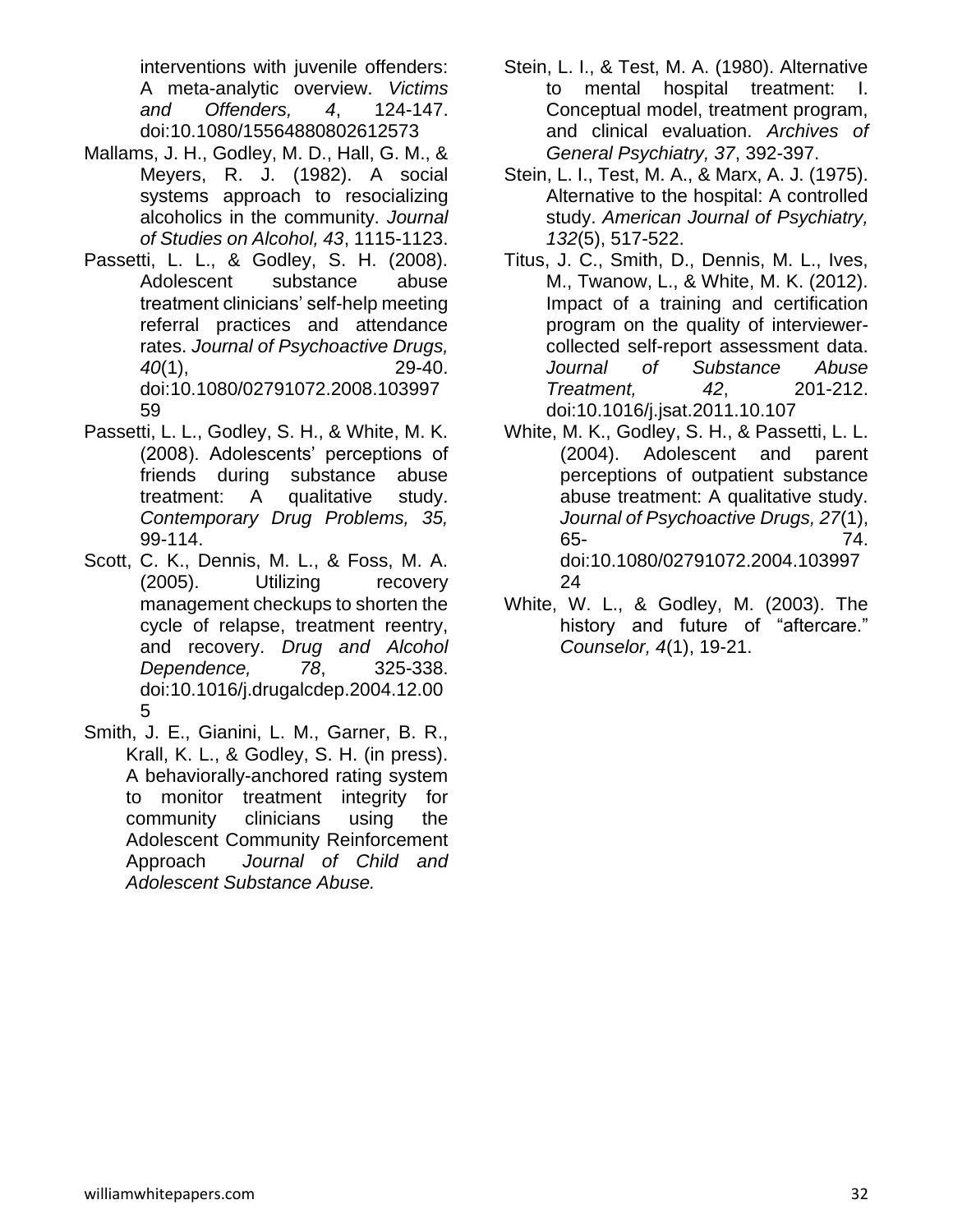interventions with juvenile offenders: A meta-analytic overview. *Victims and Offenders, 4*, 124-147. doi:10.1080/15564880802612573

Mallams, J. H., Godley, M. D., Hall, G. M., & Meyers, R. J. (1982). A social systems approach to resocializing alcoholics in the community. *Journal of Studies on Alcohol, 43*, 1115-1123.

Passetti, L. L., & Godley, S. H. (2008). Adolescent substance abuse treatment clinicians' self-help meeting referral practices and attendance rates. *Journal of Psychoactive Drugs, 40*(1), 29-40. doi:10.1080/02791072.2008.10399759

Passetti, L. L., Godley, S. H., & White, M. K. (2008). Adolescents' perceptions of friends during substance abuse treatment: A qualitative study. *Contemporary Drug Problems, 35,* 99-114.

Scott, C. K., Dennis, M. L., & Foss, M. A. (2005). Utilizing recovery management checkups to shorten the cycle of relapse, treatment reentry, and recovery. *Drug and Alcohol Dependence, 78*, 325-338. doi:10.1016/j.drugalcdep.2004.12.005

Smith, J. E., Gianini, L. M., Garner, B. R., Krall, K. L., & Godley, S. H. (in press). A behaviorally-anchored rating system to monitor treatment integrity for community clinicians using the Adolescent Community Reinforcement Approach *Journal of Child and Adolescent Substance Abuse.*

Stein, L. I., & Test, M. A. (1980). Alternative to mental hospital treatment: I. Conceptual model, treatment program, and clinical evaluation. *Archives of General Psychiatry, 37*, 392-397.

Stein, L. I., Test, M. A., & Marx, A. J. (1975). Alternative to the hospital: A controlled study. *American Journal of Psychiatry, 132*(5), 517-522.

Titus, J. C., Smith, D., Dennis, M. L., Ives, M., Twanow, L., & White, M. K. (2012). Impact of a training and certification program on the quality of interviewer-collected self-report assessment data. *Journal of Substance Abuse Treatment, 42*, 201-212. doi:10.1016/j.jsat.2011.10.107

White, M. K., Godley, S. H., & Passetti, L. L. (2004). Adolescent and parent perceptions of outpatient substance abuse treatment: A qualitative study. *Journal of Psychoactive Drugs, 27*(1), 65- 74. doi:10.1080/02791072.2004.10399724

White, W. L., & Godley, M. (2003). The history and future of "aftercare." *Counselor, 4*(1), 19-21.